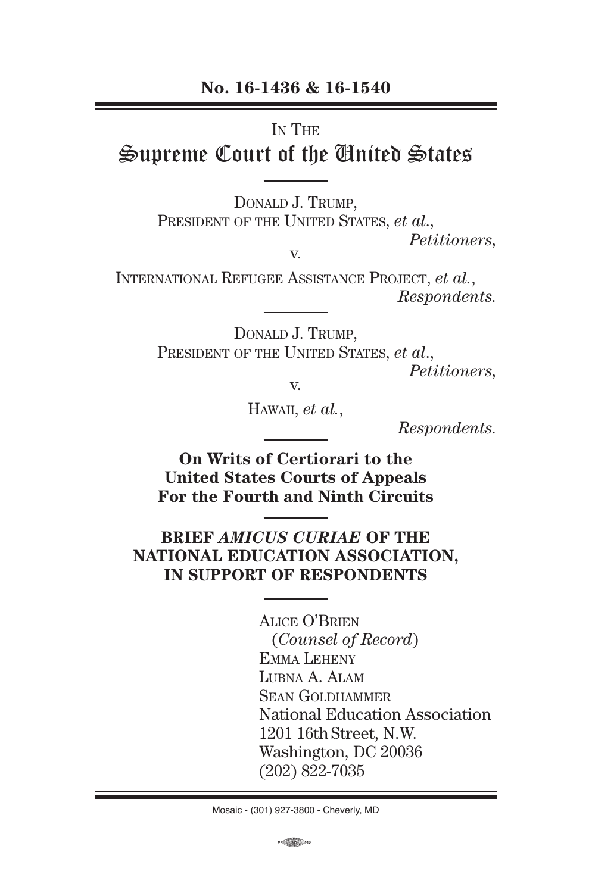**No. 16-1436 & 16-1540**

---

IN THE

# Supreme Court of the United States

---

DONALD J. TRUMP,
PRESIDENT OF THE UNITED STATES, *et al.*,
*Petitioners*,

v.

INTERNATIONAL REFUGEE ASSISTANCE PROJECT, *et al.*,
*Respondents.*

---

DONALD J. TRUMP,
PRESIDENT OF THE UNITED STATES, *et al.*,
*Petitioners*,

v.

HAWAII, *et al.*,
*Respondents.*

---

**On Writs of Certiorari to the United States Courts of Appeals For the Fourth and Ninth Circuits**

---

**BRIEF *AMICUS CURIAE* OF THE NATIONAL EDUCATION ASSOCIATION, IN SUPPORT OF RESPONDENTS**

---

ALICE O'BRIEN
(*Counsel of Record*)
EMMA LEHENY
LUBNA A. ALAM
SEAN GOLDHAMMER
National Education Association
1201 16th Street, N.W.
Washington, DC 20036
(202) 822-7035

Mosaic - (301) 927-3800 - Cheverly, MD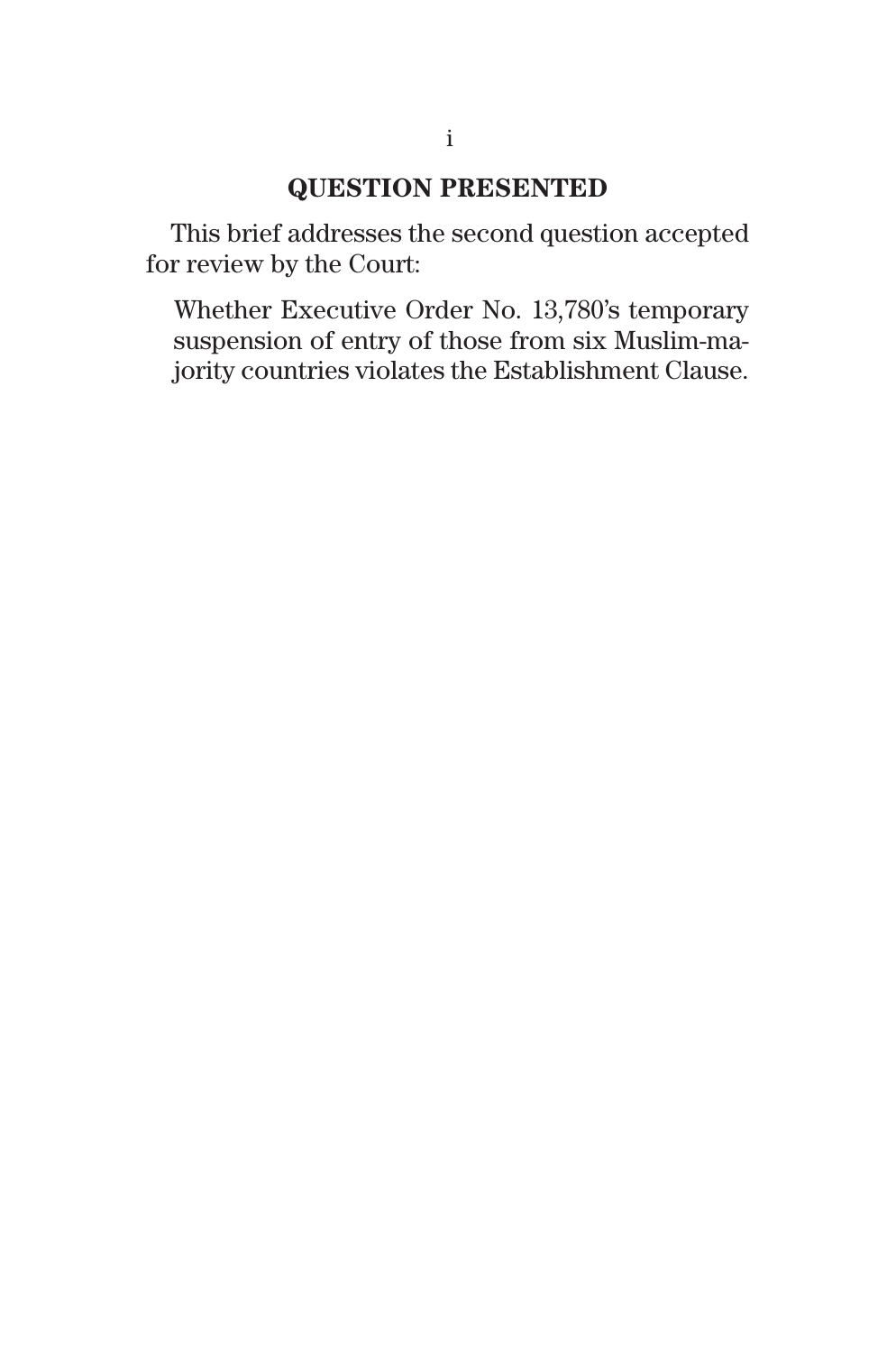## QUESTION PRESENTED

This brief addresses the second question accepted for review by the Court:

> Whether Executive Order No. 13,780's temporary suspension of entry of those from six Muslim-majority countries violates the Establishment Clause.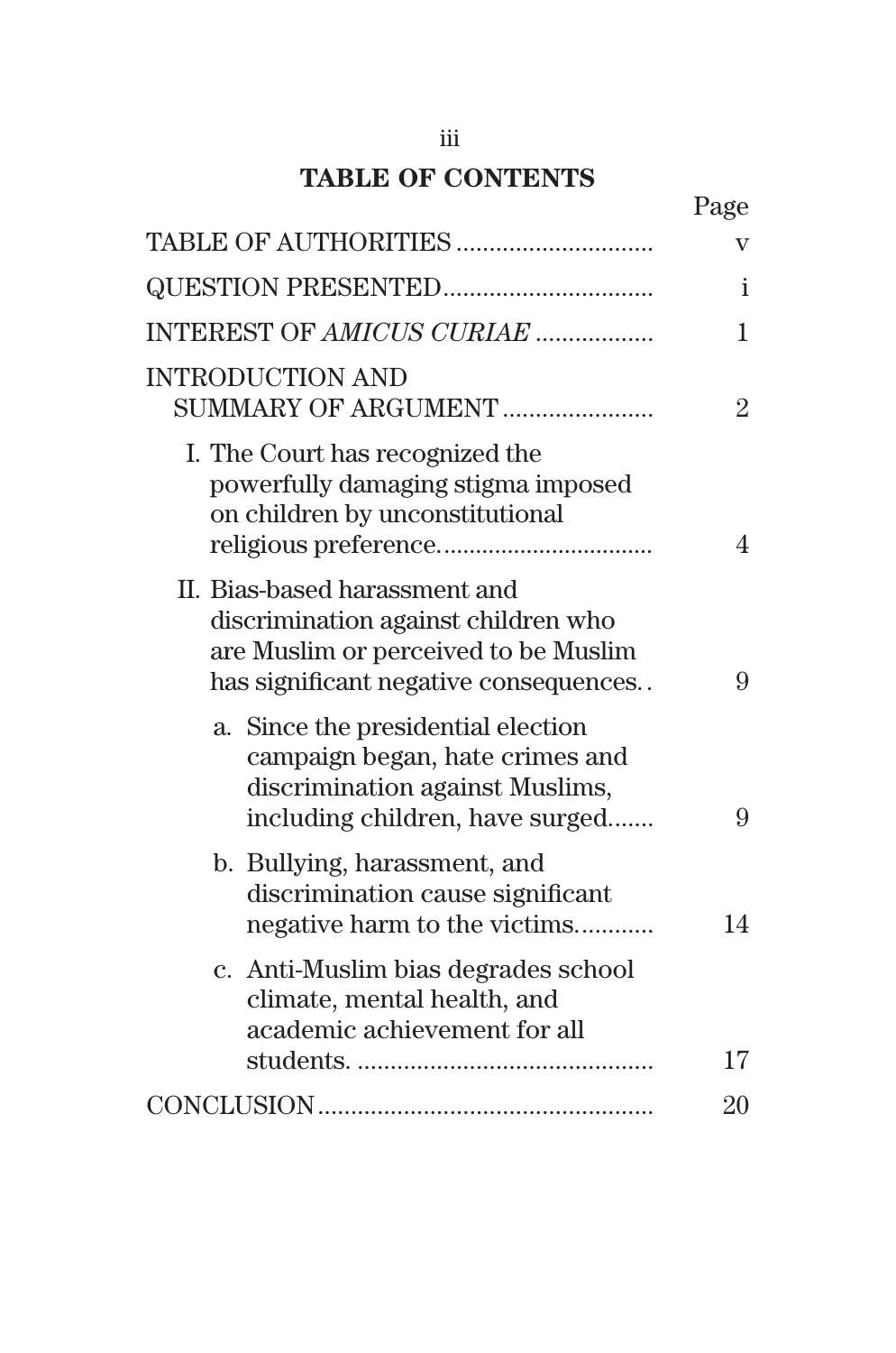## TABLE OF CONTENTS

| | Page |
|---|---|
| TABLE OF AUTHORITIES | v |
| QUESTION PRESENTED | i |
| INTEREST OF *AMICUS CURIAE* | 1 |
| INTRODUCTION AND SUMMARY OF ARGUMENT | 2 |
| I. The Court has recognized the powerfully damaging stigma imposed on children by unconstitutional religious preference. | 4 |
| II. Bias-based harassment and discrimination against children who are Muslim or perceived to be Muslim has significant negative consequences. | 9 |
| a. Since the presidential election campaign began, hate crimes and discrimination against Muslims, including children, have surged. | 9 |
| b. Bullying, harassment, and discrimination cause significant negative harm to the victims. | 14 |
| c. Anti-Muslim bias degrades school climate, mental health, and academic achievement for all students. | 17 |
| CONCLUSION | 20 |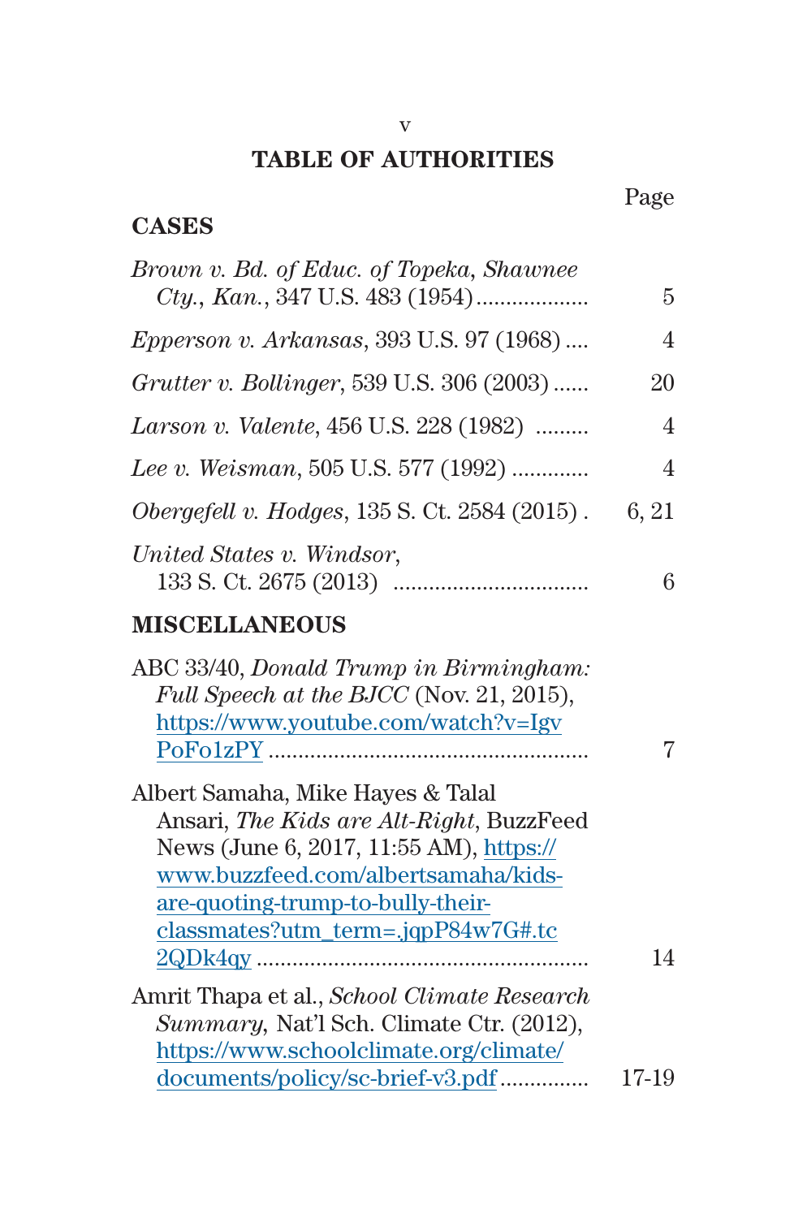## TABLE OF AUTHORITIES

| | Page |
|---|---|
| **CASES** | |
| *Brown v. Bd. of Educ. of Topeka, Shawnee Cty., Kan.*, 347 U.S. 483 (1954) | 5 |
| *Epperson v. Arkansas*, 393 U.S. 97 (1968) | 4 |
| *Grutter v. Bollinger*, 539 U.S. 306 (2003) | 20 |
| *Larson v. Valente*, 456 U.S. 228 (1982) | 4 |
| *Lee v. Weisman*, 505 U.S. 577 (1992) | 4 |
| *Obergefell v. Hodges*, 135 S. Ct. 2584 (2015) | 6, 21 |
| *United States v. Windsor*, 133 S. Ct. 2675 (2013) | 6 |
| **MISCELLANEOUS** | |
| ABC 33/40, *Donald Trump in Birmingham: Full Speech at the BJCC* (Nov. 21, 2015), https://www.youtube.com/watch?v=IgvPoFo1zPY | 7 |
| Albert Samaha, Mike Hayes & Talal Ansari, *The Kids are Alt-Right*, BuzzFeed News (June 6, 2017, 11:55 AM), https://www.buzzfeed.com/albertsamaha/kids-are-quoting-trump-to-bully-their-classmates?utm_term=.jqpP84w7G#.tc2QDk4qy | 14 |
| Amrit Thapa et al., *School Climate Research Summary*, Nat'l Sch. Climate Ctr. (2012), https://www.schoolclimate.org/climate/documents/policy/sc-brief-v3.pdf | 17-19 |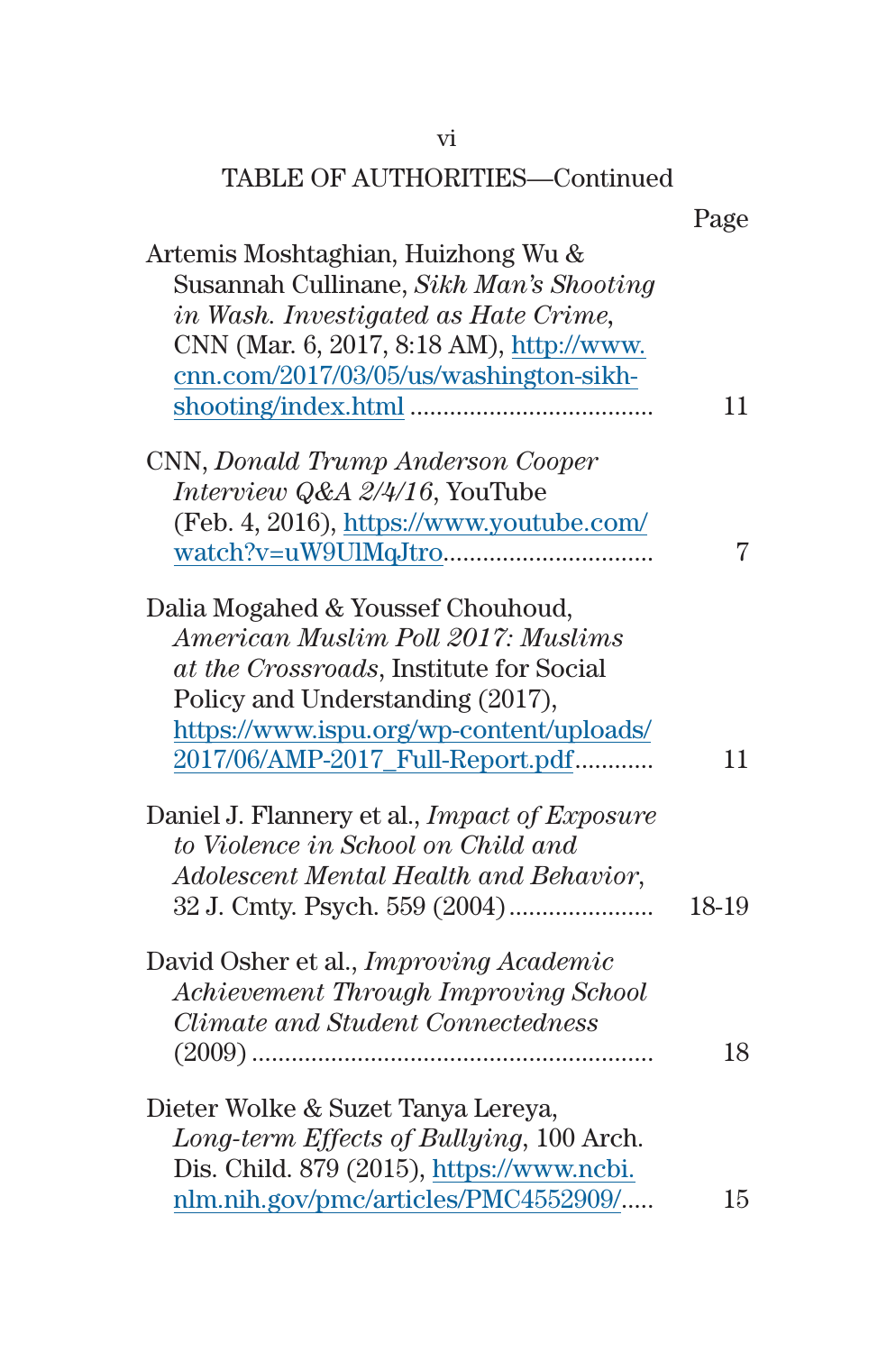TABLE OF AUTHORITIES—Continued

| | Page |
|---|---|
| Artemis Moshtaghian, Huizhong Wu & Susannah Cullinane, *Sikh Man's Shooting in Wash. Investigated as Hate Crime*, CNN (Mar. 6, 2017, 8:18 AM), http://www.cnn.com/2017/03/05/us/washington-sikh-shooting/index.html | 11 |
| CNN, *Donald Trump Anderson Cooper Interview Q&A 2/4/16*, YouTube (Feb. 4, 2016), https://www.youtube.com/watch?v=uW9UlMqJtro | 7 |
| Dalia Mogahed & Youssef Chouhoud, *American Muslim Poll 2017: Muslims at the Crossroads*, Institute for Social Policy and Understanding (2017), https://www.ispu.org/wp-content/uploads/2017/06/AMP-2017_Full-Report.pdf | 11 |
| Daniel J. Flannery et al., *Impact of Exposure to Violence in School on Child and Adolescent Mental Health and Behavior*, 32 J. Cmty. Psych. 559 (2004) | 18-19 |
| David Osher et al., *Improving Academic Achievement Through Improving School Climate and Student Connectedness* (2009) | 18 |
| Dieter Wolke & Suzet Tanya Lereya, *Long-term Effects of Bullying*, 100 Arch. Dis. Child. 879 (2015), https://www.ncbi.nlm.nih.gov/pmc/articles/PMC4552909/ | 15 |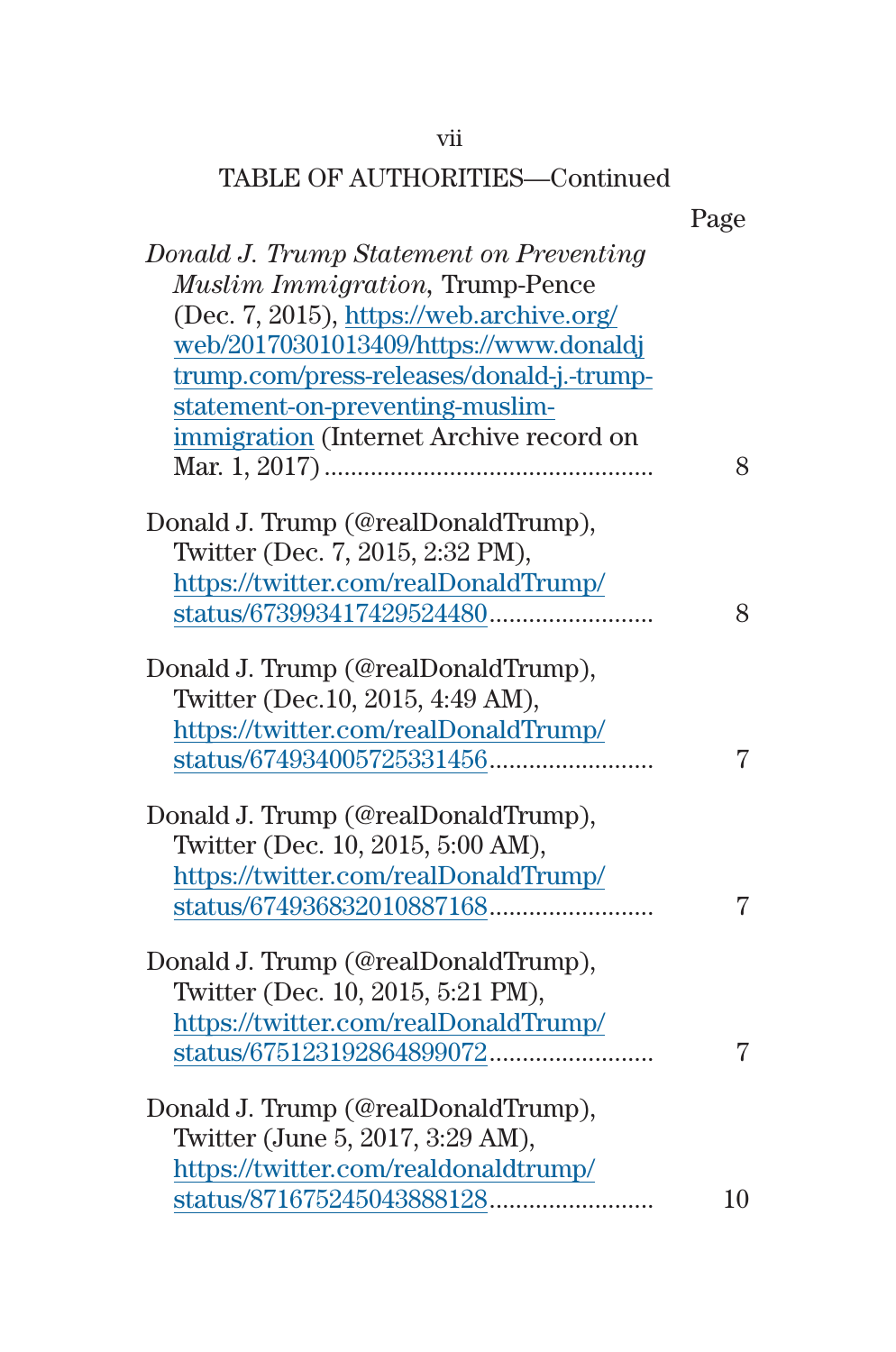## TABLE OF AUTHORITIES—Continued

| | Page |
|---|---|
| *Donald J. Trump Statement on Preventing Muslim Immigration*, Trump-Pence (Dec. 7, 2015), https://web.archive.org/web/20170301013409/https://www.donaldjtrump.com/press-releases/donald-j.-trump-statement-on-preventing-muslim-immigration (Internet Archive record on Mar. 1, 2017) | 8 |
| Donald J. Trump (@realDonaldTrump), Twitter (Dec. 7, 2015, 2:32 PM), https://twitter.com/realDonaldTrump/status/673993417429524480 | 8 |
| Donald J. Trump (@realDonaldTrump), Twitter (Dec.10, 2015, 4:49 AM), https://twitter.com/realDonaldTrump/status/674934005725331456 | 7 |
| Donald J. Trump (@realDonaldTrump), Twitter (Dec. 10, 2015, 5:00 AM), https://twitter.com/realDonaldTrump/status/674936832010887168 | 7 |
| Donald J. Trump (@realDonaldTrump), Twitter (Dec. 10, 2015, 5:21 PM), https://twitter.com/realDonaldTrump/status/675123192864899072 | 7 |
| Donald J. Trump (@realDonaldTrump), Twitter (June 5, 2017, 3:29 AM), https://twitter.com/realdonaldtrump/status/871675245043888128 | 10 |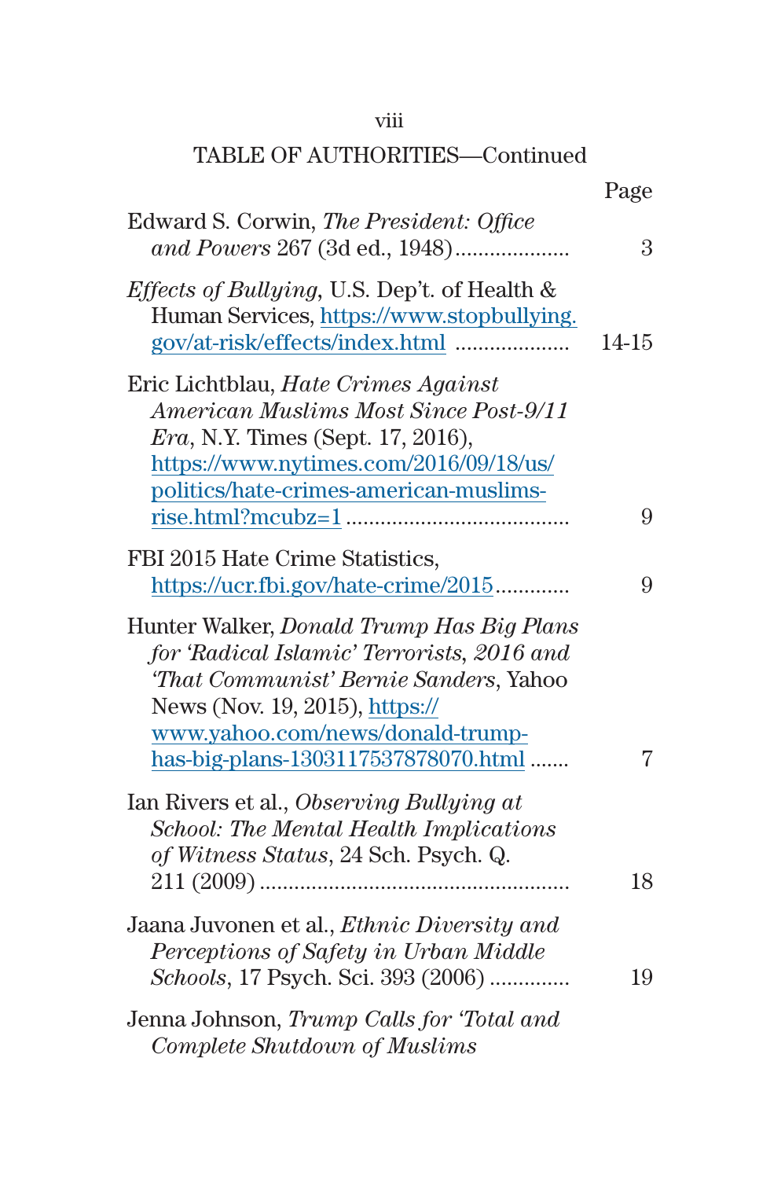TABLE OF AUTHORITIES—Continued

| | Page |
|---|---|
| Edward S. Corwin, *The President: Office and Powers* 267 (3d ed., 1948) | 3 |
| *Effects of Bullying*, U.S. Dep't. of Health & Human Services, https://www.stopbullying.gov/at-risk/effects/index.html | 14-15 |
| Eric Lichtblau, *Hate Crimes Against American Muslims Most Since Post-9/11 Era*, N.Y. Times (Sept. 17, 2016), https://www.nytimes.com/2016/09/18/us/politics/hate-crimes-american-muslims-rise.html?mcubz=1 | 9 |
| FBI 2015 Hate Crime Statistics, https://ucr.fbi.gov/hate-crime/2015 | 9 |
| Hunter Walker, *Donald Trump Has Big Plans for 'Radical Islamic' Terrorists, 2016 and 'That Communist' Bernie Sanders*, Yahoo News (Nov. 19, 2015), https://www.yahoo.com/news/donald-trump-has-big-plans-1303117537878070.html | 7 |
| Ian Rivers et al., *Observing Bullying at School: The Mental Health Implications of Witness Status*, 24 Sch. Psych. Q. 211 (2009) | 18 |
| Jaana Juvonen et al., *Ethnic Diversity and Perceptions of Safety in Urban Middle Schools*, 17 Psych. Sci. 393 (2006) | 19 |
| Jenna Johnson, *Trump Calls for 'Total and Complete Shutdown of Muslims* | |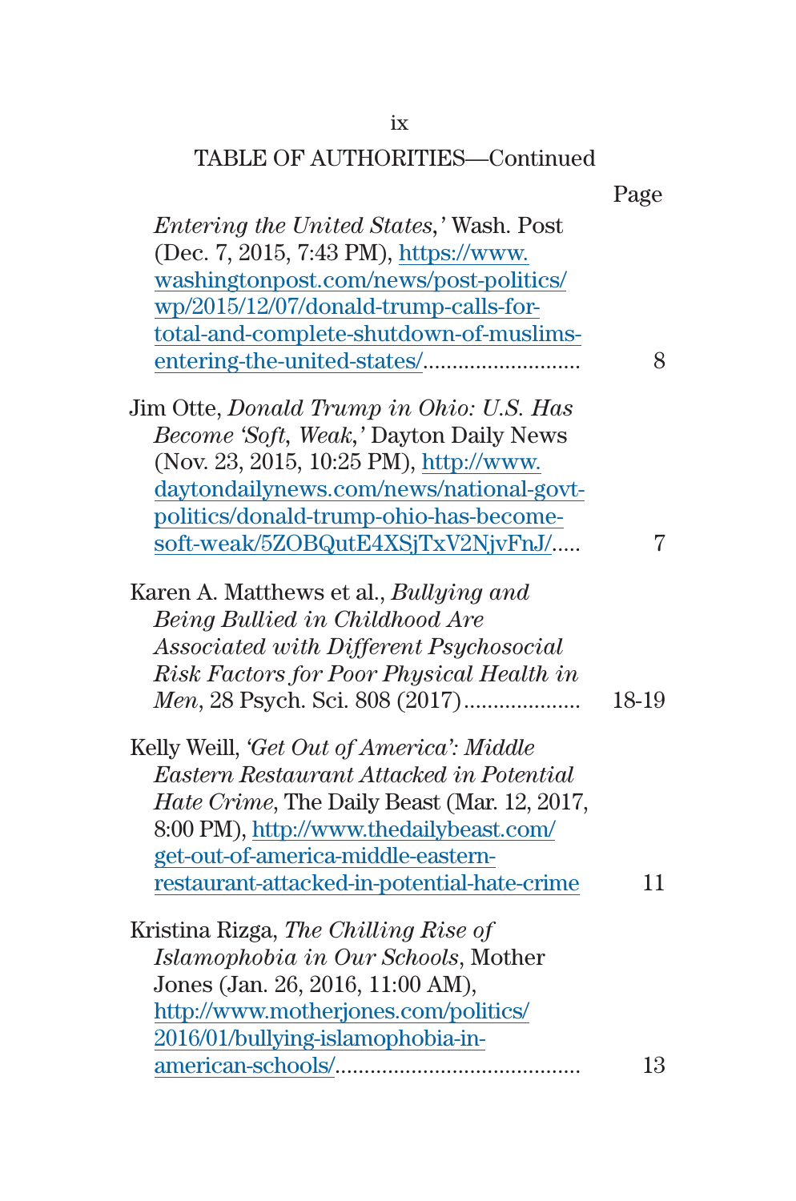TABLE OF AUTHORITIES—Continued

Page

*Entering the United States*,' Wash. Post (Dec. 7, 2015, 7:43 PM), https://www.washingtonpost.com/news/post-politics/wp/2015/12/07/donald-trump-calls-for-total-and-complete-shutdown-of-muslims-entering-the-united-states/ .......................... 8

Jim Otte, *Donald Trump in Ohio: U.S. Has Become 'Soft, Weak*,' Dayton Daily News (Nov. 23, 2015, 10:25 PM), http://www.daytondailynews.com/news/national-govt-politics/donald-trump-ohio-has-become-soft-weak/5ZOBQutE4XSjTxV2NjvFnJ/ ..... 7

Karen A. Matthews et al., *Bullying and Being Bullied in Childhood Are Associated with Different Psychosocial Risk Factors for Poor Physical Health in Men*, 28 Psych. Sci. 808 (2017) .................... 18-19

Kelly Weill, *'Get Out of America': Middle Eastern Restaurant Attacked in Potential Hate Crime*, The Daily Beast (Mar. 12, 2017, 8:00 PM), http://www.thedailybeast.com/get-out-of-america-middle-eastern-restaurant-attacked-in-potential-hate-crime 11

Kristina Rizga, *The Chilling Rise of Islamophobia in Our Schools*, Mother Jones (Jan. 26, 2016, 11:00 AM), http://www.motherjones.com/politics/2016/01/bullying-islamophobia-in-american-schools/ ......................................... 13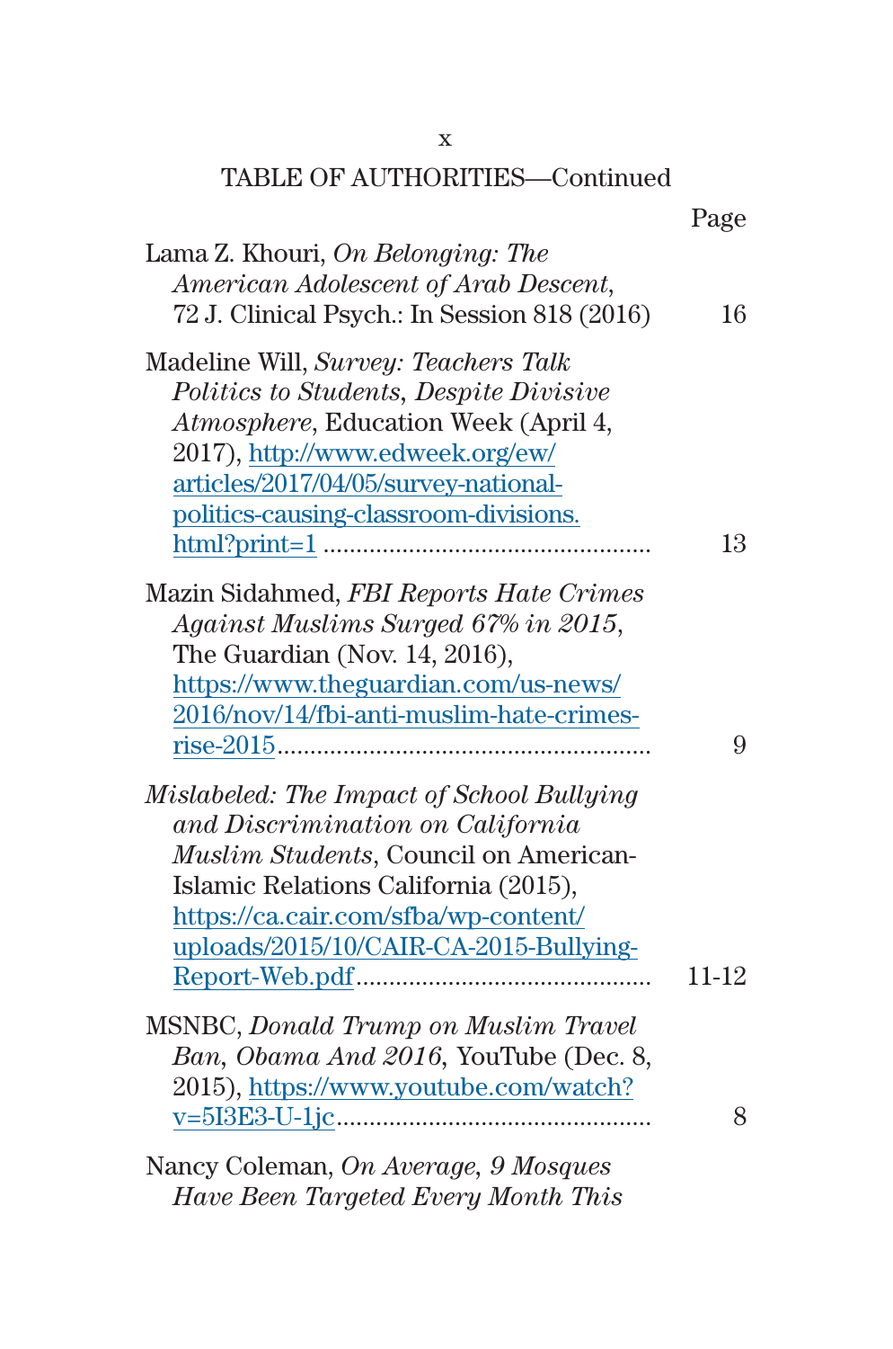TABLE OF AUTHORITIES—Continued

| | Page |
|---|---|
| Lama Z. Khouri, *On Belonging: The American Adolescent of Arab Descent*, 72 J. Clinical Psych.: In Session 818 (2016) | 16 |
| Madeline Will, *Survey: Teachers Talk Politics to Students, Despite Divisive Atmosphere*, Education Week (April 4, 2017), http://www.edweek.org/ew/articles/2017/04/05/survey-national-politics-causing-classroom-divisions.html?print=1 | 13 |
| Mazin Sidahmed, *FBI Reports Hate Crimes Against Muslims Surged 67% in 2015*, The Guardian (Nov. 14, 2016), https://www.theguardian.com/us-news/2016/nov/14/fbi-anti-muslim-hate-crimes-rise-2015 | 9 |
| *Mislabeled: The Impact of School Bullying and Discrimination on California Muslim Students*, Council on American-Islamic Relations California (2015), https://ca.cair.com/sfba/wp-content/uploads/2015/10/CAIR-CA-2015-Bullying-Report-Web.pdf | 11-12 |
| MSNBC, *Donald Trump on Muslim Travel Ban, Obama And 2016*, YouTube (Dec. 8, 2015), https://www.youtube.com/watch?v=5I3E3-U-1jc | 8 |
| Nancy Coleman, *On Average, 9 Mosques Have Been Targeted Every Month This* | |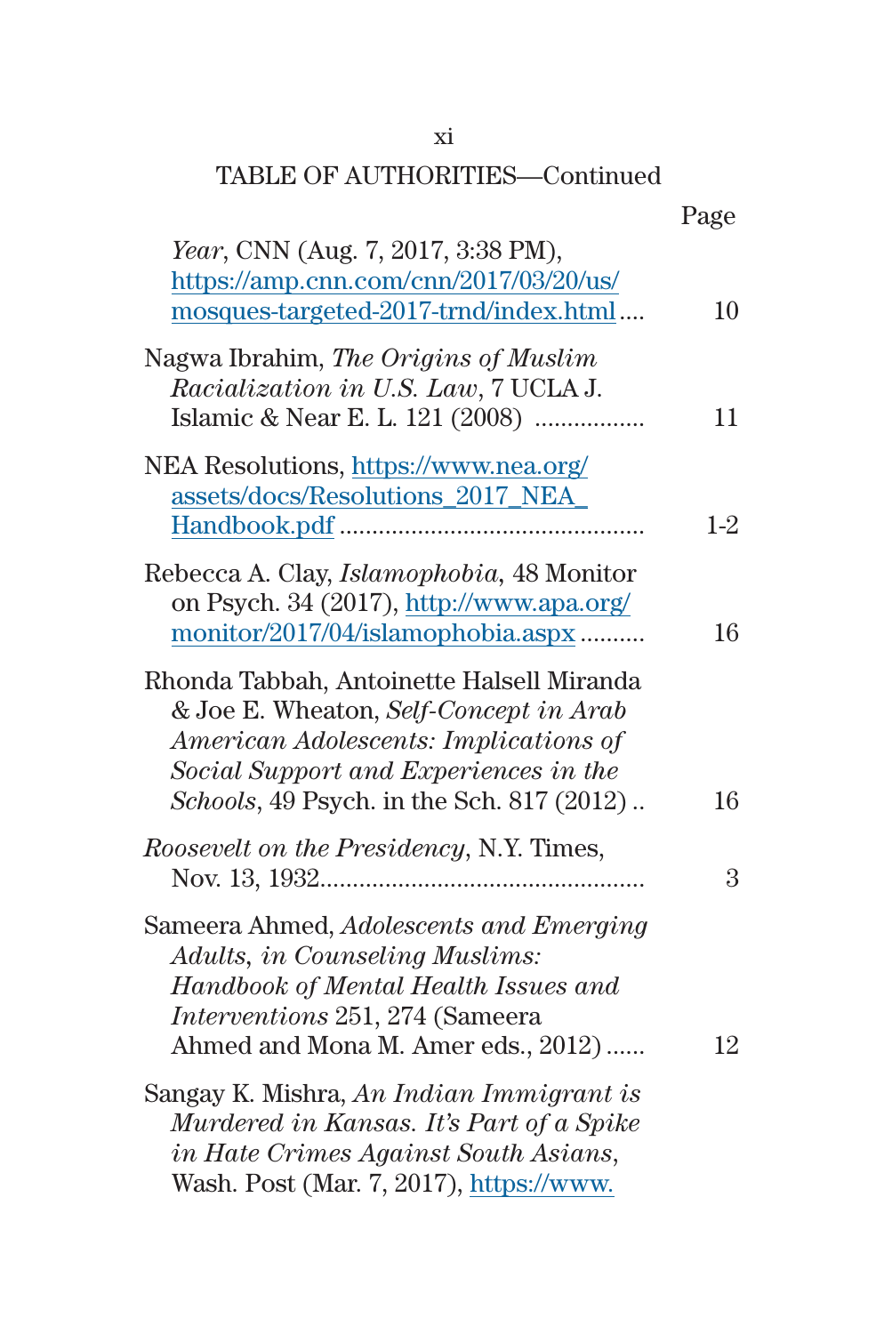TABLE OF AUTHORITIES—Continued

| | Page |
|---|---|
| *Year*, CNN (Aug. 7, 2017, 3:38 PM), https://amp.cnn.com/cnn/2017/03/20/us/mosques-targeted-2017-trnd/index.html .... | 10 |
| Nagwa Ibrahim, *The Origins of Muslim Racialization in U.S. Law*, 7 UCLA J. Islamic & Near E. L. 121 (2008) ................ | 11 |
| NEA Resolutions, https://www.nea.org/assets/docs/Resolutions_2017_NEA_Handbook.pdf ............................................ | 1-2 |
| Rebecca A. Clay, *Islamophobia*, 48 Monitor on Psych. 34 (2017), http://www.apa.org/monitor/2017/04/islamophobia.aspx .......... | 16 |
| Rhonda Tabbah, Antoinette Halsell Miranda & Joe E. Wheaton, *Self-Concept in Arab American Adolescents: Implications of Social Support and Experiences in the Schools*, 49 Psych. in the Sch. 817 (2012) .. | 16 |
| *Roosevelt on the Presidency*, N.Y. Times, Nov. 13, 1932................................................ | 3 |
| Sameera Ahmed, *Adolescents and Emerging Adults*, *in Counseling Muslims: Handbook of Mental Health Issues and Interventions* 251, 274 (Sameera Ahmed and Mona M. Amer eds., 2012) ...... | 12 |
| Sangay K. Mishra, *An Indian Immigrant is Murdered in Kansas. It's Part of a Spike in Hate Crimes Against South Asians*, Wash. Post (Mar. 7, 2017), https://www. | |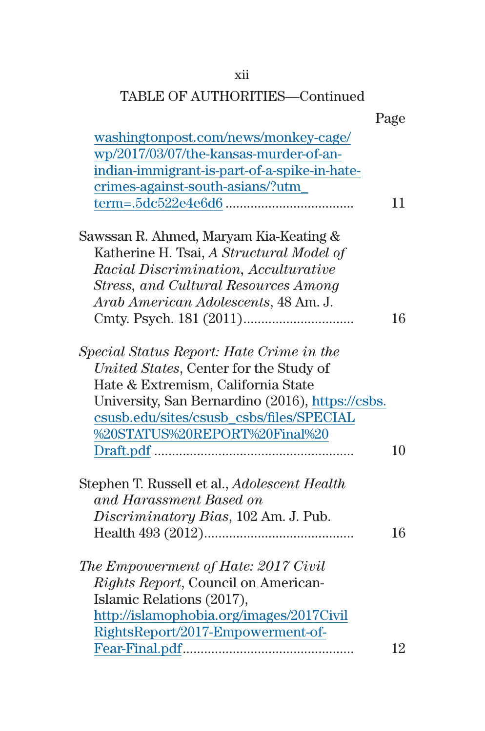TABLE OF AUTHORITIES—Continued

Page

washingtonpost.com/news/monkey-cage/wp/2017/03/07/the-kansas-murder-of-an-indian-immigrant-is-part-of-a-spike-in-hate-crimes-against-south-asians/?utm_term=.5dc522e4e6d6 .................................. 11

Sawssan R. Ahmed, Maryam Kia-Keating & Katherine H. Tsai, *A Structural Model of Racial Discrimination, Acculturative Stress, and Cultural Resources Among Arab American Adolescents*, 48 Am. J. Cmty. Psych. 181 (2011).............................. 16

*Special Status Report: Hate Crime in the United States*, Center for the Study of Hate & Extremism, California State University, San Bernardino (2016), https://csbs.csusb.edu/sites/csusb_csbs/files/SPECIAL%20STATUS%20REPORT%20Final%20Draft.pdf ...................................................... 10

Stephen T. Russell et al., *Adolescent Health and Harassment Based on Discriminatory Bias*, 102 Am. J. Pub. Health 493 (2012)......................................... 16

*The Empowerment of Hate: 2017 Civil Rights Report*, Council on American-Islamic Relations (2017), http://islamophobia.org/images/2017CivilRightsReport/2017-Empowerment-of-Fear-Final.pdf............................................... 12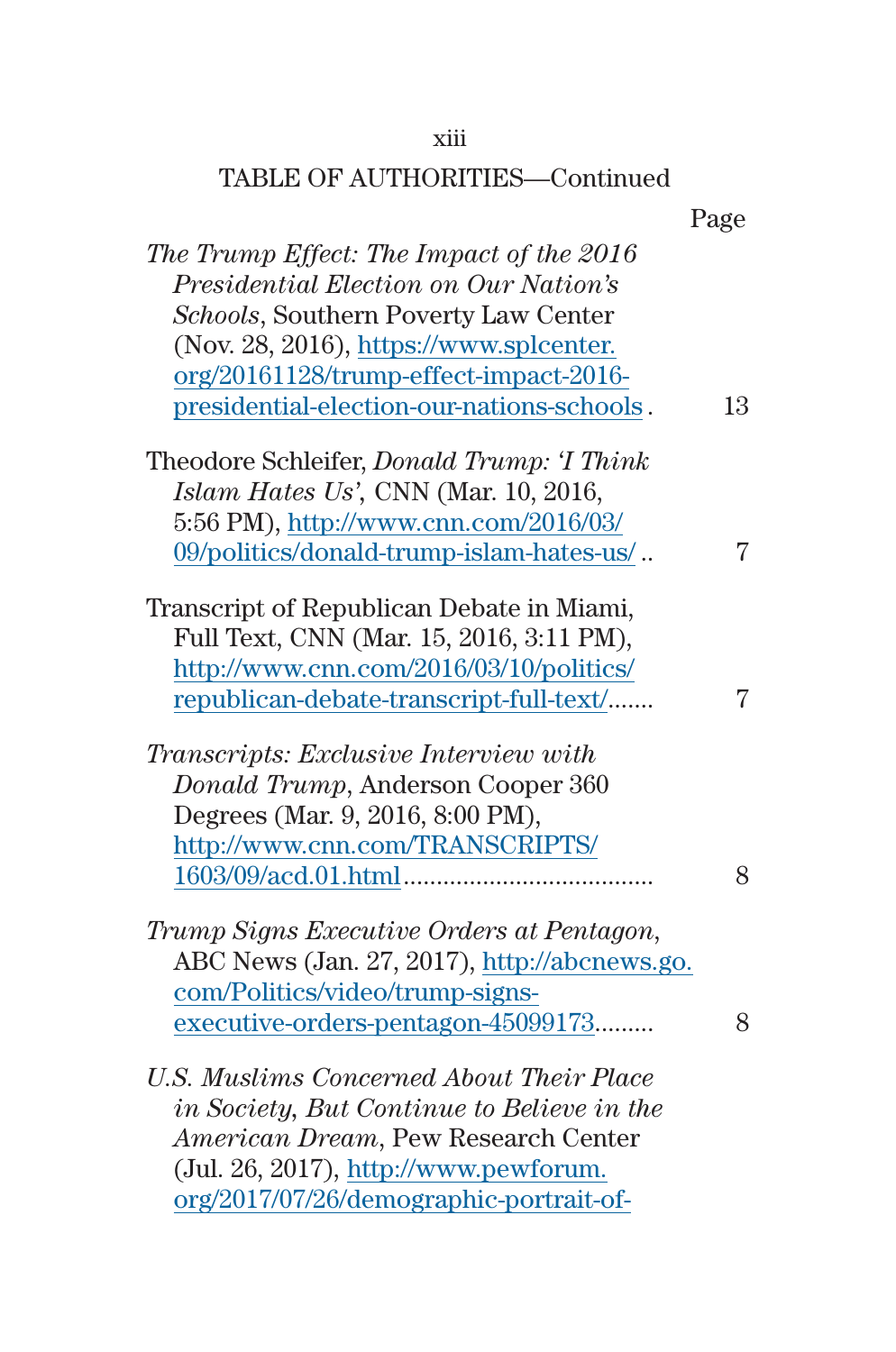TABLE OF AUTHORITIES—Continued

Page

*The Trump Effect: The Impact of the 2016 Presidential Election on Our Nation's Schools*, Southern Poverty Law Center (Nov. 28, 2016), https://www.splcenter.org/20161128/trump-effect-impact-2016-presidential-election-our-nations-schools . 13

Theodore Schleifer, *Donald Trump: 'I Think Islam Hates Us'*, CNN (Mar. 10, 2016, 5:56 PM), http://www.cnn.com/2016/03/09/politics/donald-trump-islam-hates-us/ .. 7

Transcript of Republican Debate in Miami, Full Text, CNN (Mar. 15, 2016, 3:11 PM), http://www.cnn.com/2016/03/10/politics/republican-debate-transcript-full-text/....... 7

*Transcripts: Exclusive Interview with Donald Trump*, Anderson Cooper 360 Degrees (Mar. 9, 2016, 8:00 PM), http://www.cnn.com/TRANSCRIPTS/1603/09/acd.01.html...................................... 8

*Trump Signs Executive Orders at Pentagon*, ABC News (Jan. 27, 2017), http://abcnews.go.com/Politics/video/trump-signs-executive-orders-pentagon-45099173......... 8

*U.S. Muslims Concerned About Their Place in Society, But Continue to Believe in the American Dream*, Pew Research Center (Jul. 26, 2017), http://www.pewforum.org/2017/07/26/demographic-portrait-of-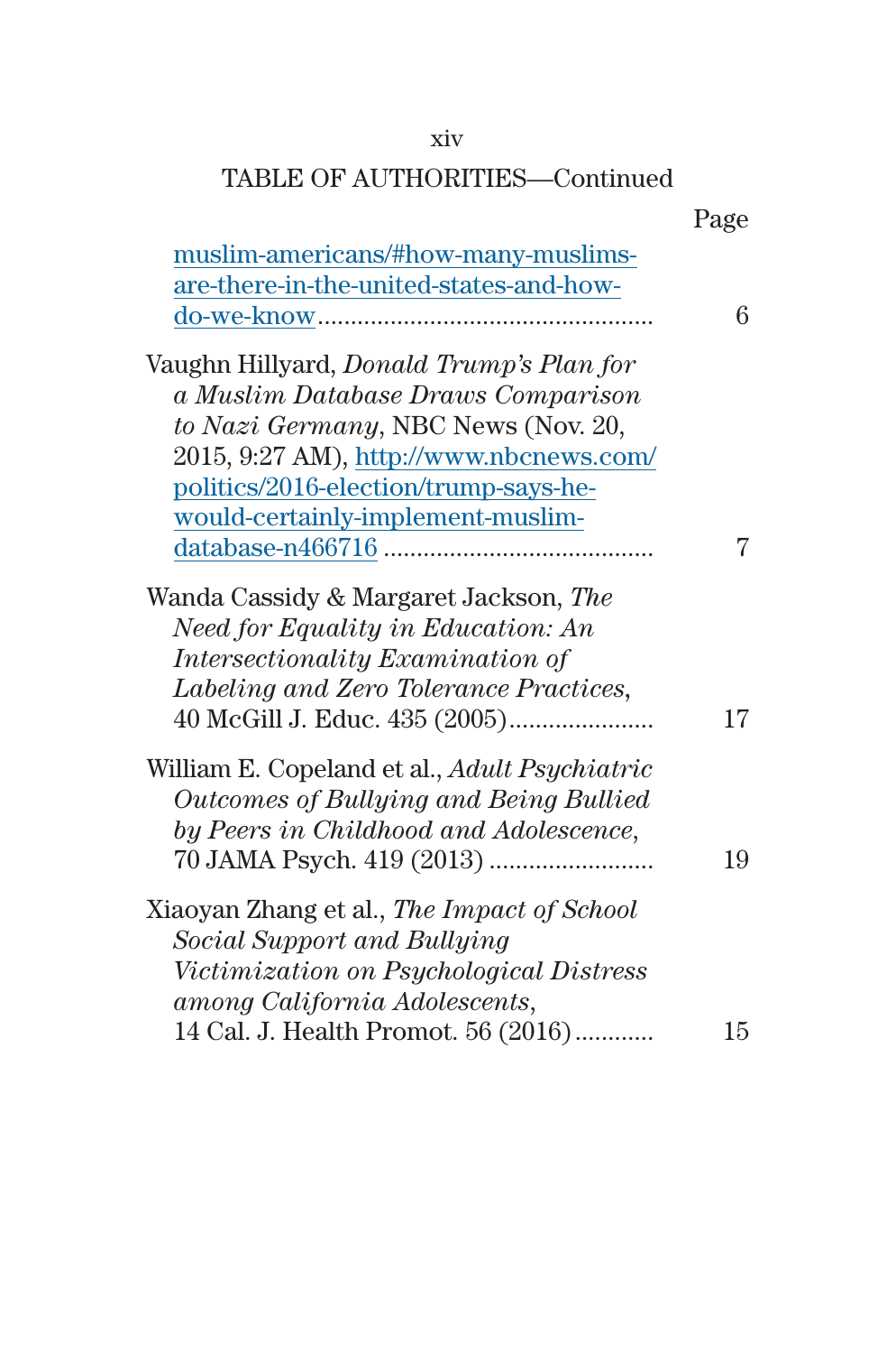TABLE OF AUTHORITIES—Continued

| | Page |
|---|---|
| muslim-americans/#how-many-muslims-are-there-in-the-united-states-and-how-do-we-know | 6 |
| Vaughn Hillyard, *Donald Trump's Plan for a Muslim Database Draws Comparison to Nazi Germany*, NBC News (Nov. 20, 2015, 9:27 AM), http://www.nbcnews.com/politics/2016-election/trump-says-he-would-certainly-implement-muslim-database-n466716 | 7 |
| Wanda Cassidy & Margaret Jackson, *The Need for Equality in Education: An Intersectionality Examination of Labeling and Zero Tolerance Practices*, 40 McGill J. Educ. 435 (2005) | 17 |
| William E. Copeland et al., *Adult Psychiatric Outcomes of Bullying and Being Bullied by Peers in Childhood and Adolescence*, 70 JAMA Psych. 419 (2013) | 19 |
| Xiaoyan Zhang et al., *The Impact of School Social Support and Bullying Victimization on Psychological Distress among California Adolescents*, 14 Cal. J. Health Promot. 56 (2016) | 15 |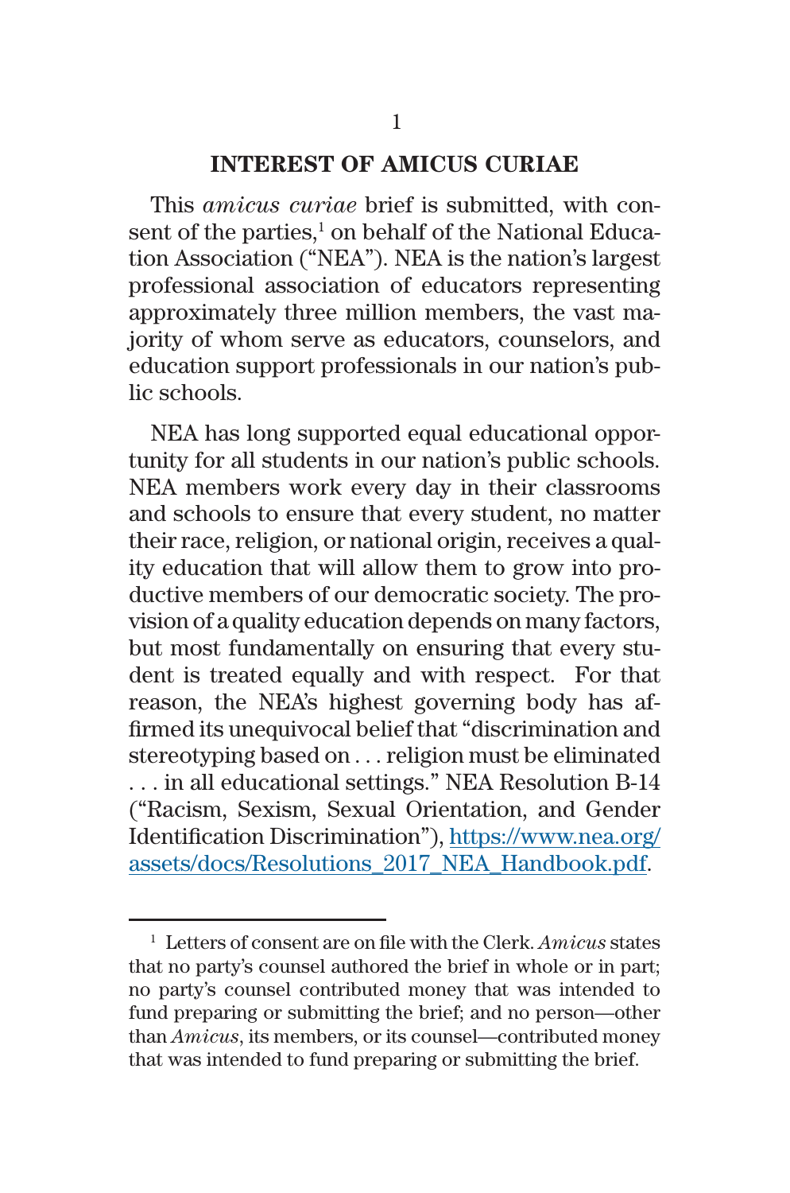## INTEREST OF AMICUS CURIAE

This *amicus curiae* brief is submitted, with consent of the parties,[1] on behalf of the National Education Association ("NEA"). NEA is the nation's largest professional association of educators representing approximately three million members, the vast majority of whom serve as educators, counselors, and education support professionals in our nation's public schools.

NEA has long supported equal educational opportunity for all students in our nation's public schools. NEA members work every day in their classrooms and schools to ensure that every student, no matter their race, religion, or national origin, receives a quality education that will allow them to grow into productive members of our democratic society. The provision of a quality education depends on many factors, but most fundamentally on ensuring that every student is treated equally and with respect. For that reason, the NEA's highest governing body has affirmed its unequivocal belief that "discrimination and stereotyping based on . . . religion must be eliminated . . . in all educational settings." NEA Resolution B-14 ("Racism, Sexism, Sexual Orientation, and Gender Identification Discrimination"), https://www.nea.org/assets/docs/Resolutions_2017_NEA_Handbook.pdf.

---

[1] Letters of consent are on file with the Clerk. *Amicus* states that no party's counsel authored the brief in whole or in part; no party's counsel contributed money that was intended to fund preparing or submitting the brief; and no person—other than *Amicus*, its members, or its counsel—contributed money that was intended to fund preparing or submitting the brief.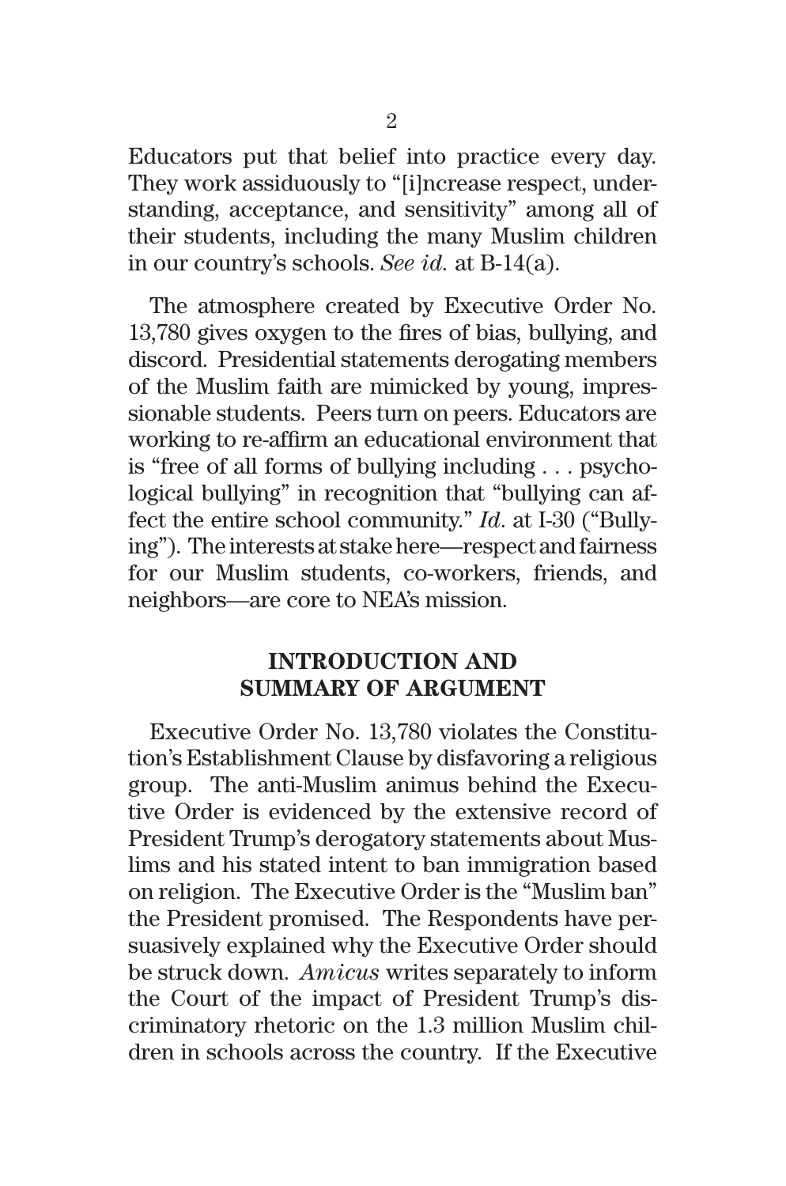Educators put that belief into practice every day. They work assiduously to "[i]ncrease respect, understanding, acceptance, and sensitivity" among all of their students, including the many Muslim children in our country's schools. *See id.* at B-14(a).

The atmosphere created by Executive Order No. 13,780 gives oxygen to the fires of bias, bullying, and discord. Presidential statements derogating members of the Muslim faith are mimicked by young, impressionable students. Peers turn on peers. Educators are working to re-affirm an educational environment that is "free of all forms of bullying including . . . psychological bullying" in recognition that "bullying can affect the entire school community." *Id.* at I-30 ("Bullying"). The interests at stake here—respect and fairness for our Muslim students, co-workers, friends, and neighbors—are core to NEA's mission.

## INTRODUCTION AND SUMMARY OF ARGUMENT

Executive Order No. 13,780 violates the Constitution's Establishment Clause by disfavoring a religious group. The anti-Muslim animus behind the Executive Order is evidenced by the extensive record of President Trump's derogatory statements about Muslims and his stated intent to ban immigration based on religion. The Executive Order is the "Muslim ban" the President promised. The Respondents have persuasively explained why the Executive Order should be struck down. *Amicus* writes separately to inform the Court of the impact of President Trump's discriminatory rhetoric on the 1.3 million Muslim children in schools across the country. If the Executive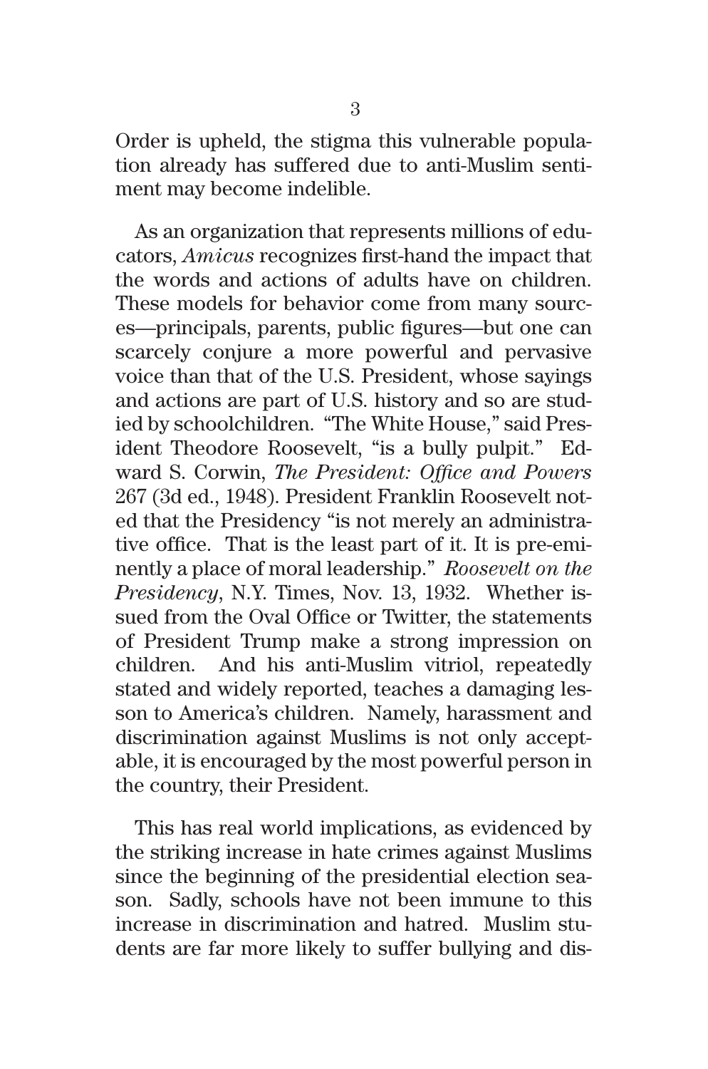Order is upheld, the stigma this vulnerable population already has suffered due to anti-Muslim sentiment may become indelible.

As an organization that represents millions of educators, *Amicus* recognizes first-hand the impact that the words and actions of adults have on children. These models for behavior come from many sources—principals, parents, public figures—but one can scarcely conjure a more powerful and pervasive voice than that of the U.S. President, whose sayings and actions are part of U.S. history and so are studied by schoolchildren. "The White House," said President Theodore Roosevelt, "is a bully pulpit." Edward S. Corwin, *The President: Office and Powers* 267 (3d ed., 1948). President Franklin Roosevelt noted that the Presidency "is not merely an administrative office. That is the least part of it. It is pre-eminently a place of moral leadership." *Roosevelt on the Presidency*, N.Y. Times, Nov. 13, 1932. Whether issued from the Oval Office or Twitter, the statements of President Trump make a strong impression on children. And his anti-Muslim vitriol, repeatedly stated and widely reported, teaches a damaging lesson to America's children. Namely, harassment and discrimination against Muslims is not only acceptable, it is encouraged by the most powerful person in the country, their President.

This has real world implications, as evidenced by the striking increase in hate crimes against Muslims since the beginning of the presidential election season. Sadly, schools have not been immune to this increase in discrimination and hatred. Muslim students are far more likely to suffer bullying and dis-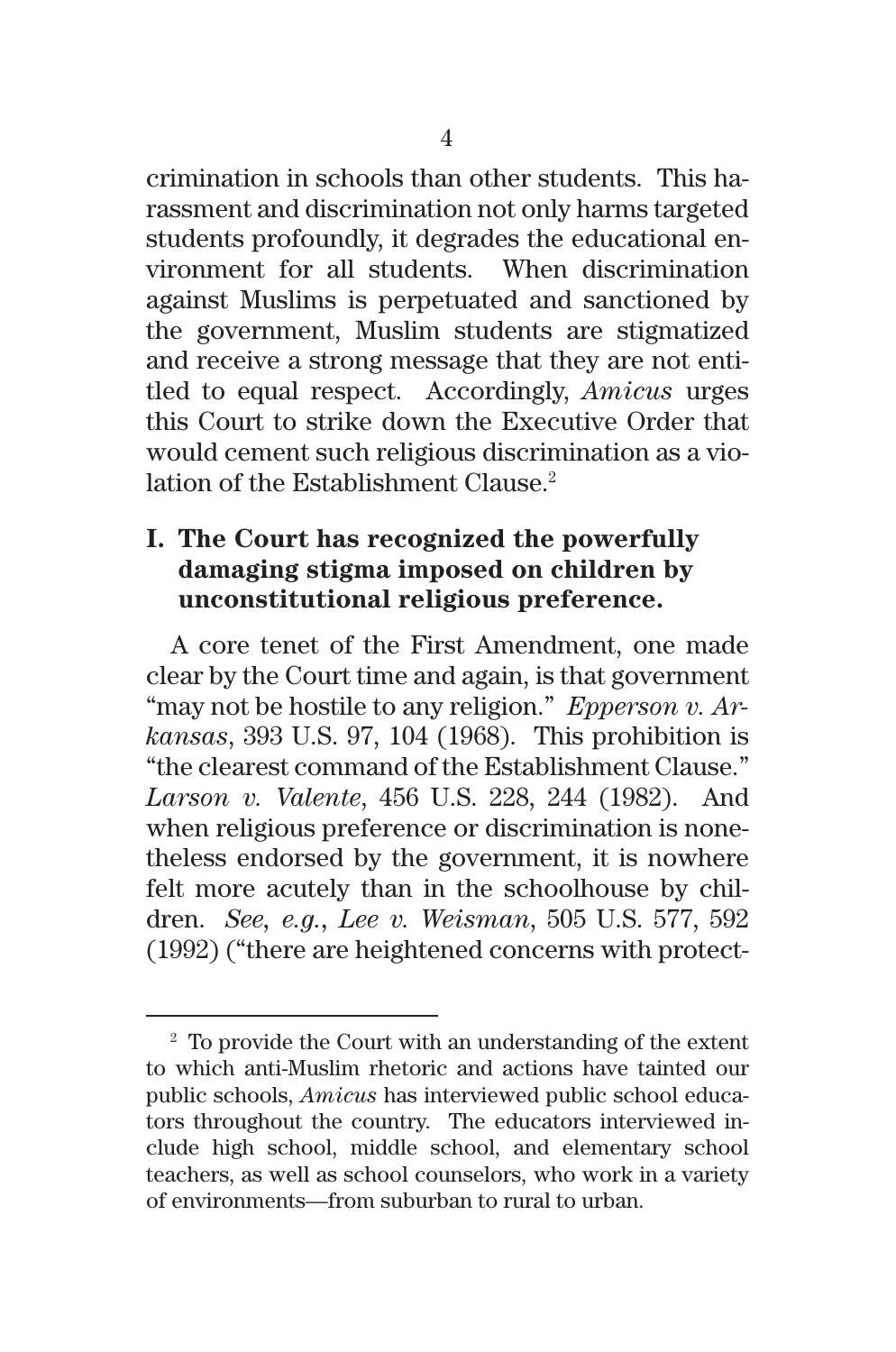crimination in schools than other students. This harassment and discrimination not only harms targeted students profoundly, it degrades the educational environment for all students. When discrimination against Muslims is perpetuated and sanctioned by the government, Muslim students are stigmatized and receive a strong message that they are not entitled to equal respect. Accordingly, *Amicus* urges this Court to strike down the Executive Order that would cement such religious discrimination as a violation of the Establishment Clause.[2]

## I. The Court has recognized the powerfully damaging stigma imposed on children by unconstitutional religious preference.

A core tenet of the First Amendment, one made clear by the Court time and again, is that government "may not be hostile to any religion." *Epperson v. Arkansas*, 393 U.S. 97, 104 (1968). This prohibition is "the clearest command of the Establishment Clause." *Larson v. Valente*, 456 U.S. 228, 244 (1982). And when religious preference or discrimination is nonetheless endorsed by the government, it is nowhere felt more acutely than in the schoolhouse by children. *See*, *e.g.*, *Lee v. Weisman*, 505 U.S. 577, 592 (1992) ("there are heightened concerns with protect-

---

[2] To provide the Court with an understanding of the extent to which anti-Muslim rhetoric and actions have tainted our public schools, *Amicus* has interviewed public school educators throughout the country. The educators interviewed include high school, middle school, and elementary school teachers, as well as school counselors, who work in a variety of environments—from suburban to rural to urban.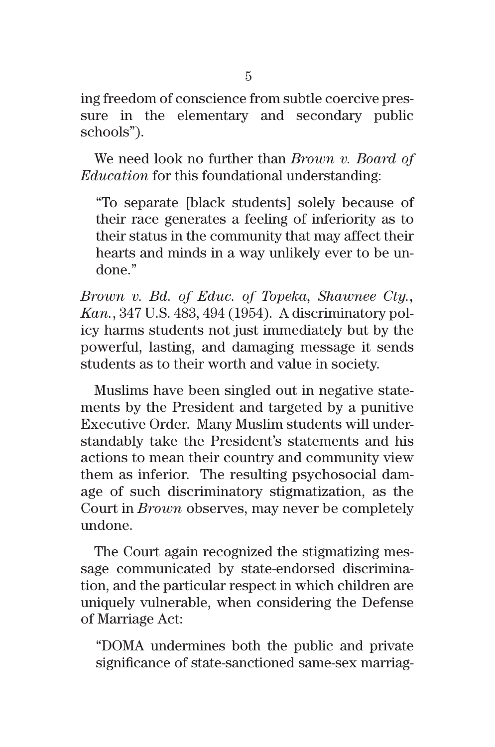ing freedom of conscience from subtle coercive pressure in the elementary and secondary public schools").

We need look no further than *Brown v. Board of Education* for this foundational understanding:

> "To separate [black students] solely because of their race generates a feeling of inferiority as to their status in the community that may affect their hearts and minds in a way unlikely ever to be undone."

*Brown v. Bd. of Educ. of Topeka, Shawnee Cty., Kan.*, 347 U.S. 483, 494 (1954). A discriminatory policy harms students not just immediately but by the powerful, lasting, and damaging message it sends students as to their worth and value in society.

Muslims have been singled out in negative statements by the President and targeted by a punitive Executive Order. Many Muslim students will understandably take the President's statements and his actions to mean their country and community view them as inferior. The resulting psychosocial damage of such discriminatory stigmatization, as the Court in *Brown* observes, may never be completely undone.

The Court again recognized the stigmatizing message communicated by state-endorsed discrimination, and the particular respect in which children are uniquely vulnerable, when considering the Defense of Marriage Act:

> "DOMA undermines both the public and private significance of state-sanctioned same-sex marriag-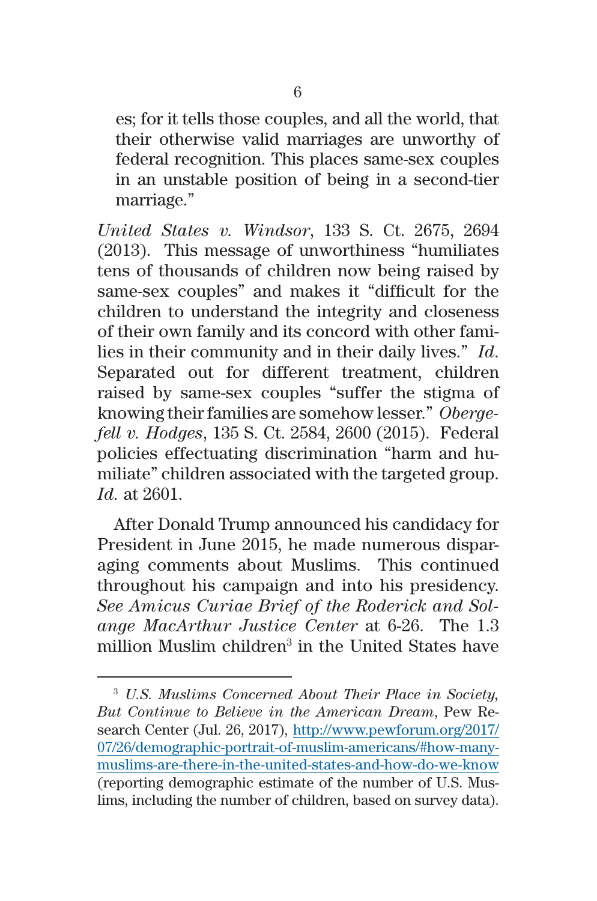es; for it tells those couples, and all the world, that their otherwise valid marriages are unworthy of federal recognition. This places same-sex couples in an unstable position of being in a second-tier marriage."

*United States v. Windsor*, 133 S. Ct. 2675, 2694 (2013). This message of unworthiness "humiliates tens of thousands of children now being raised by same-sex couples" and makes it "difficult for the children to understand the integrity and closeness of their own family and its concord with other families in their community and in their daily lives." *Id.* Separated out for different treatment, children raised by same-sex couples "suffer the stigma of knowing their families are somehow lesser." *Obergefell v. Hodges*, 135 S. Ct. 2584, 2600 (2015). Federal policies effectuating discrimination "harm and humiliate" children associated with the targeted group. *Id.* at 2601.

After Donald Trump announced his candidacy for President in June 2015, he made numerous disparaging comments about Muslims. This continued throughout his campaign and into his presidency. *See Amicus Curiae Brief of the Roderick and Solange MacArthur Justice Center* at 6-26. The 1.3 million Muslim children[3] in the United States have

---

[3] *U.S. Muslims Concerned About Their Place in Society, But Continue to Believe in the American Dream*, Pew Research Center (Jul. 26, 2017), http://www.pewforum.org/2017/07/26/demographic-portrait-of-muslim-americans/#how-many-muslims-are-there-in-the-united-states-and-how-do-we-know (reporting demographic estimate of the number of U.S. Muslims, including the number of children, based on survey data).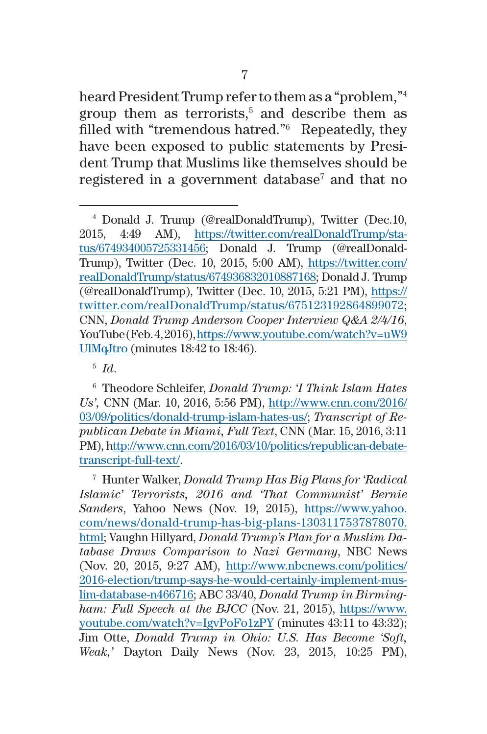heard President Trump refer to them as a "problem,"[4] group them as terrorists,[5] and describe them as filled with "tremendous hatred."[6] Repeatedly, they have been exposed to public statements by President Trump that Muslims like themselves should be registered in a government database[7] and that no

---

[4] Donald J. Trump (@realDonaldTrump), Twitter (Dec.10, 2015, 4:49 AM), https://twitter.com/realDonaldTrump/status/674934005725331456; Donald J. Trump (@realDonaldTrump), Twitter (Dec. 10, 2015, 5:00 AM), https://twitter.com/realDonaldTrump/status/674936832010887168; Donald J. Trump (@realDonaldTrump), Twitter (Dec. 10, 2015, 5:21 PM), https://twitter.com/realDonaldTrump/status/675123192864899072; CNN, *Donald Trump Anderson Cooper Interview Q&A 2/4/16*, YouTube (Feb. 4, 2016), https://www.youtube.com/watch?v=uW9UlMqJtro (minutes 18:42 to 18:46).

[5] *Id.*

[6] Theodore Schleifer, *Donald Trump: 'I Think Islam Hates Us'*, CNN (Mar. 10, 2016, 5:56 PM), http://www.cnn.com/2016/03/09/politics/donald-trump-islam-hates-us/; *Transcript of Republican Debate in Miami, Full Text*, CNN (Mar. 15, 2016, 3:11 PM), http://www.cnn.com/2016/03/10/politics/republican-debate-transcript-full-text/.

[7] Hunter Walker, *Donald Trump Has Big Plans for 'Radical Islamic' Terrorists, 2016 and 'That Communist' Bernie Sanders*, Yahoo News (Nov. 19, 2015), https://www.yahoo.com/news/donald-trump-has-big-plans-1303117537878070.html; Vaughn Hillyard, *Donald Trump's Plan for a Muslim Database Draws Comparison to Nazi Germany*, NBC News (Nov. 20, 2015, 9:27 AM), http://www.nbcnews.com/politics/2016-election/trump-says-he-would-certainly-implement-muslim-database-n466716; ABC 33/40, *Donald Trump in Birmingham: Full Speech at the BJCC* (Nov. 21, 2015), https://www.youtube.com/watch?v=IgvPoFo1zPY (minutes 43:11 to 43:32); Jim Otte, *Donald Trump in Ohio: U.S. Has Become 'Soft, Weak,'* Dayton Daily News (Nov. 23, 2015, 10:25 PM),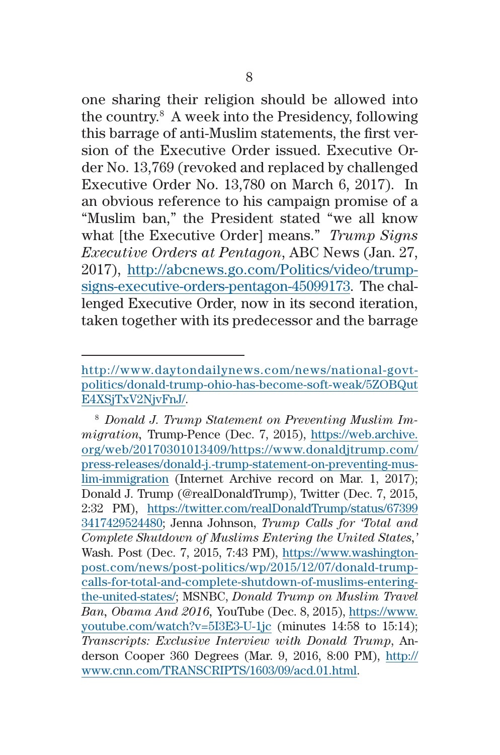one sharing their religion should be allowed into the country.[8] A week into the Presidency, following this barrage of anti-Muslim statements, the first version of the Executive Order issued. Executive Order No. 13,769 (revoked and replaced by challenged Executive Order No. 13,780 on March 6, 2017). In an obvious reference to his campaign promise of a "Muslim ban," the President stated "we all know what [the Executive Order] means." *Trump Signs Executive Orders at Pentagon*, ABC News (Jan. 27, 2017), http://abcnews.go.com/Politics/video/trump-signs-executive-orders-pentagon-45099173. The challenged Executive Order, now in its second iteration, taken together with its predecessor and the barrage

---

http://www.daytondailynews.com/news/national-govt-politics/donald-trump-ohio-has-become-soft-weak/5ZOBQutE4XSjTxV2NjvFnJ/.

[8] *Donald J. Trump Statement on Preventing Muslim Immigration*, Trump-Pence (Dec. 7, 2015), https://web.archive.org/web/20170301013409/https://www.donaldjtrump.com/press-releases/donald-j.-trump-statement-on-preventing-muslim-immigration (Internet Archive record on Mar. 1, 2017); Donald J. Trump (@realDonaldTrump), Twitter (Dec. 7, 2015, 2:32 PM), https://twitter.com/realDonaldTrump/status/673993417429524480; Jenna Johnson, *Trump Calls for 'Total and Complete Shutdown of Muslims Entering the United States,'* Wash. Post (Dec. 7, 2015, 7:43 PM), https://www.washingtonpost.com/news/post-politics/wp/2015/12/07/donald-trump-calls-for-total-and-complete-shutdown-of-muslims-entering-the-united-states/; MSNBC, *Donald Trump on Muslim Travel Ban, Obama And 2016*, YouTube (Dec. 8, 2015), https://www.youtube.com/watch?v=5I3E3-U-1jc (minutes 14:58 to 15:14); *Transcripts: Exclusive Interview with Donald Trump*, Anderson Cooper 360 Degrees (Mar. 9, 2016, 8:00 PM), http://www.cnn.com/TRANSCRIPTS/1603/09/acd.01.html.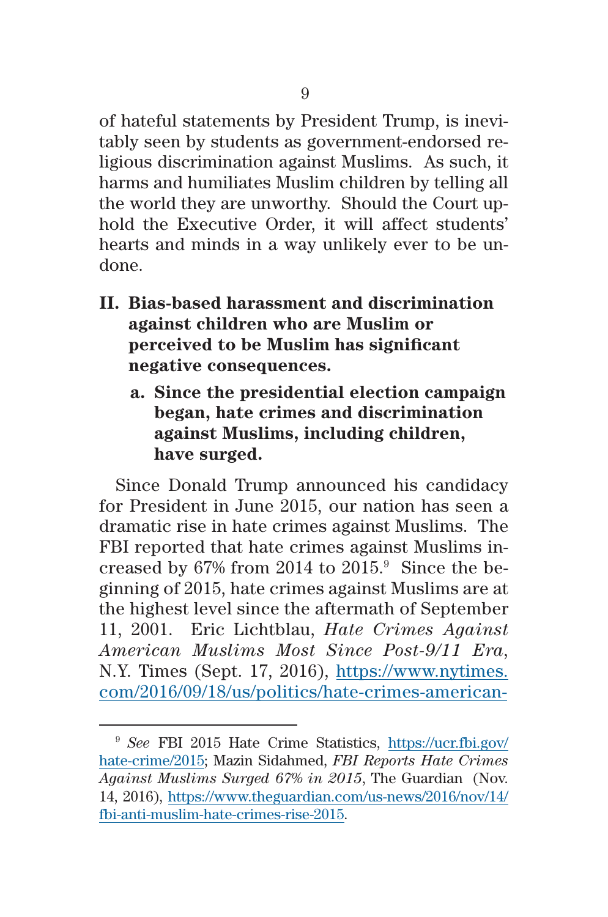of hateful statements by President Trump, is inevitably seen by students as government-endorsed religious discrimination against Muslims. As such, it harms and humiliates Muslim children by telling all the world they are unworthy. Should the Court uphold the Executive Order, it will affect students' hearts and minds in a way unlikely ever to be undone.

## II. Bias-based harassment and discrimination against children who are Muslim or perceived to be Muslim has significant negative consequences.

### a. Since the presidential election campaign began, hate crimes and discrimination against Muslims, including children, have surged.

Since Donald Trump announced his candidacy for President in June 2015, our nation has seen a dramatic rise in hate crimes against Muslims. The FBI reported that hate crimes against Muslims increased by 67% from 2014 to 2015.[9] Since the beginning of 2015, hate crimes against Muslims are at the highest level since the aftermath of September 11, 2001. Eric Lichtblau, *Hate Crimes Against American Muslims Most Since Post-9/11 Era*, N.Y. Times (Sept. 17, 2016), https://www.nytimes.com/2016/09/18/us/politics/hate-crimes-american-

---

[9] *See* FBI 2015 Hate Crime Statistics, https://ucr.fbi.gov/hate-crime/2015; Mazin Sidahmed, *FBI Reports Hate Crimes Against Muslims Surged 67% in 2015*, The Guardian (Nov. 14, 2016), https://www.theguardian.com/us-news/2016/nov/14/fbi-anti-muslim-hate-crimes-rise-2015.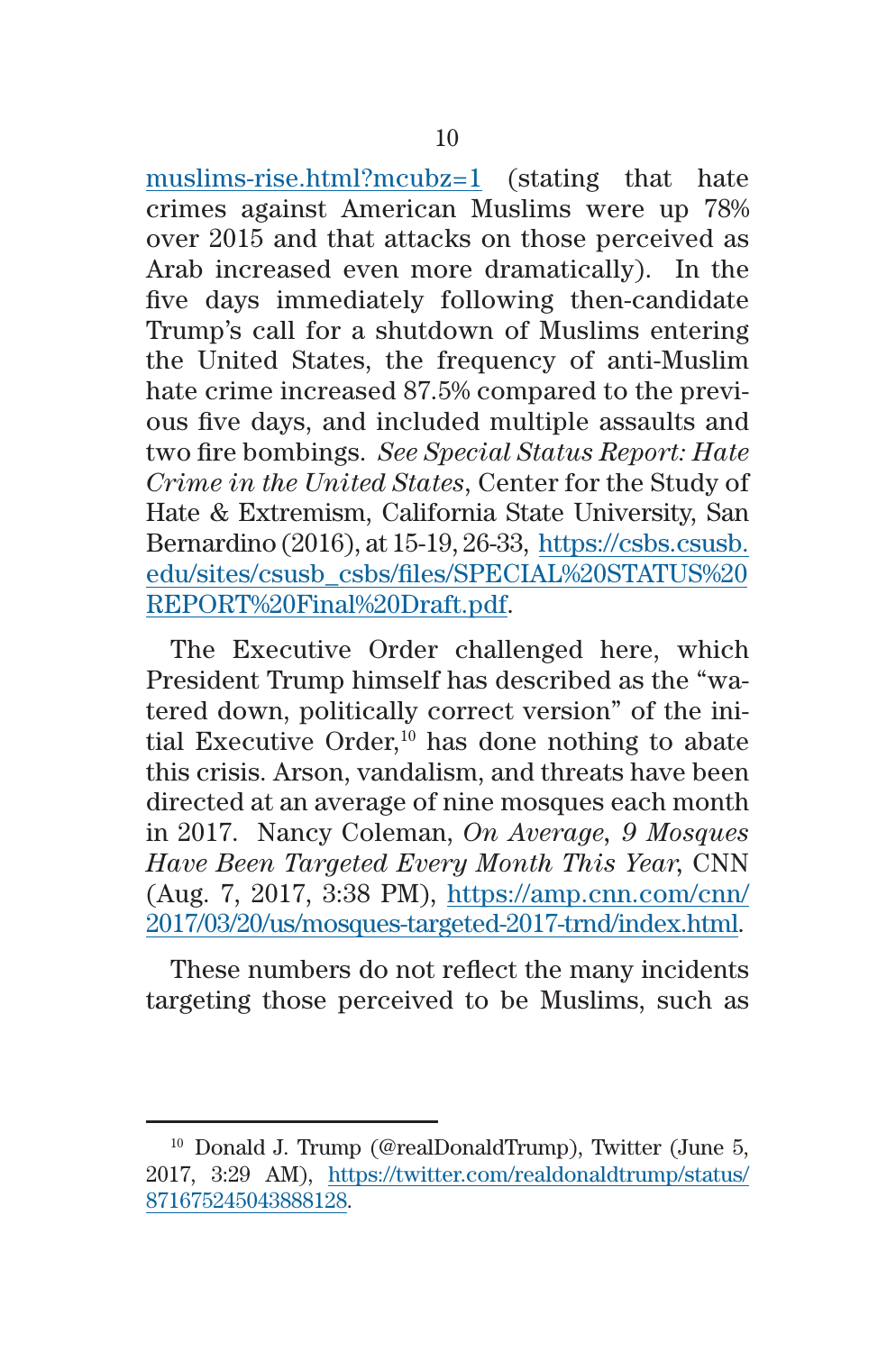muslims-rise.html?mcubz=1 (stating that hate crimes against American Muslims were up 78% over 2015 and that attacks on those perceived as Arab increased even more dramatically). In the five days immediately following then-candidate Trump's call for a shutdown of Muslims entering the United States, the frequency of anti-Muslim hate crime increased 87.5% compared to the previous five days, and included multiple assaults and two fire bombings. *See Special Status Report: Hate Crime in the United States*, Center for the Study of Hate & Extremism, California State University, San Bernardino (2016), at 15-19, 26-33, https://csbs.csusb.edu/sites/csusb_csbs/files/SPECIAL%20STATUS%20REPORT%20Final%20Draft.pdf.

The Executive Order challenged here, which President Trump himself has described as the "watered down, politically correct version" of the initial Executive Order,[10] has done nothing to abate this crisis. Arson, vandalism, and threats have been directed at an average of nine mosques each month in 2017. Nancy Coleman, *On Average, 9 Mosques Have Been Targeted Every Month This Year*, CNN (Aug. 7, 2017, 3:38 PM), https://amp.cnn.com/cnn/2017/03/20/us/mosques-targeted-2017-trnd/index.html.

These numbers do not reflect the many incidents targeting those perceived to be Muslims, such as

---

[10] Donald J. Trump (@realDonaldTrump), Twitter (June 5, 2017, 3:29 AM), https://twitter.com/realdonaldtrump/status/871675245043888128.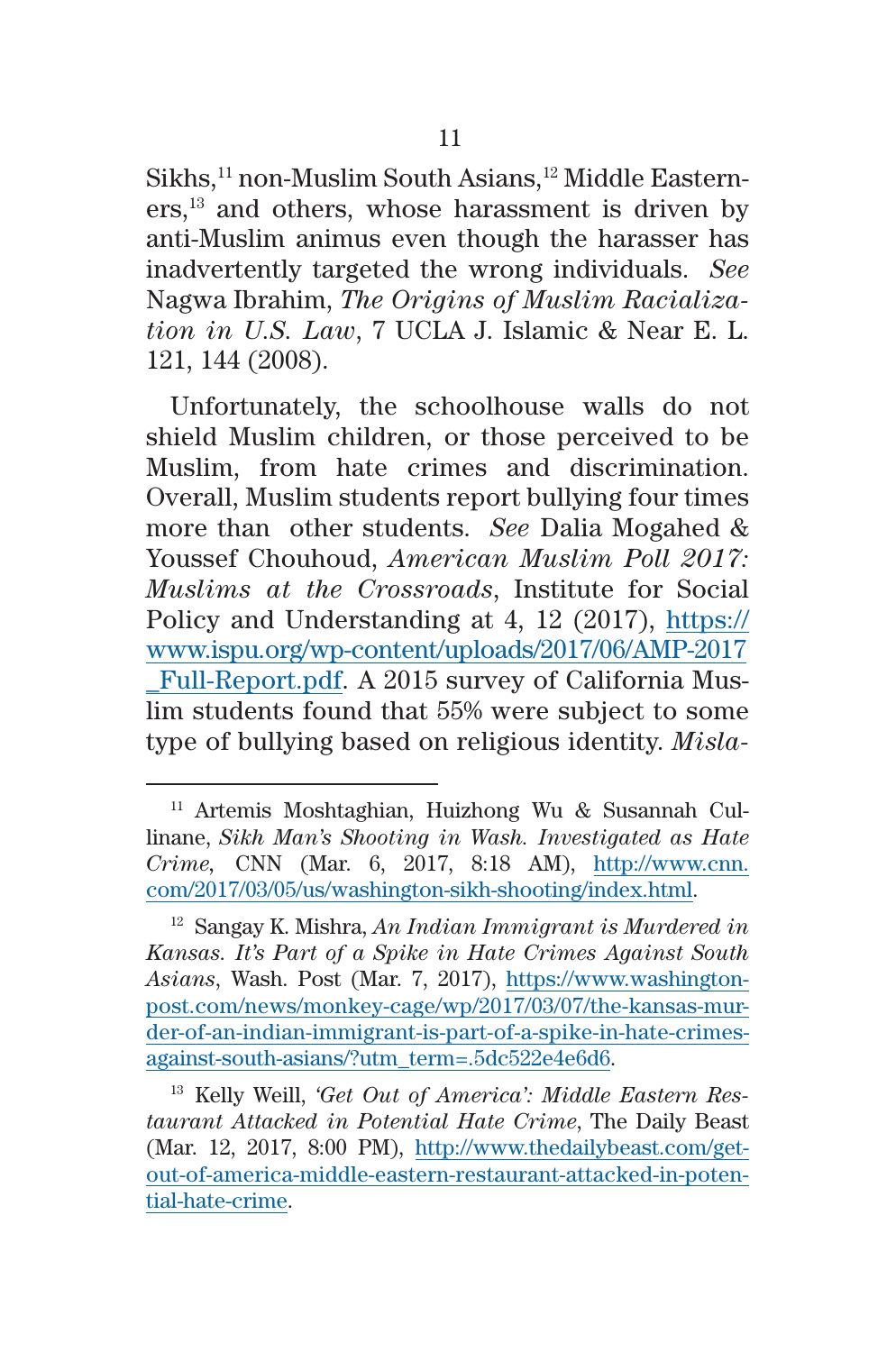Sikhs,[11] non-Muslim South Asians,[12] Middle Easterners,[13] and others, whose harassment is driven by anti-Muslim animus even though the harasser has inadvertently targeted the wrong individuals. *See* Nagwa Ibrahim, *The Origins of Muslim Racialization in U.S. Law*, 7 UCLA J. Islamic & Near E. L. 121, 144 (2008).

Unfortunately, the schoolhouse walls do not shield Muslim children, or those perceived to be Muslim, from hate crimes and discrimination. Overall, Muslim students report bullying four times more than other students. *See* Dalia Mogahed & Youssef Chouhoud, *American Muslim Poll 2017: Muslims at the Crossroads*, Institute for Social Policy and Understanding at 4, 12 (2017), https://www.ispu.org/wp-content/uploads/2017/06/AMP-2017_Full-Report.pdf. A 2015 survey of California Muslim students found that 55% were subject to some type of bullying based on religious identity. *Misla-*

---

[11] Artemis Moshtaghian, Huizhong Wu & Susannah Cullinane, *Sikh Man's Shooting in Wash. Investigated as Hate Crime*, CNN (Mar. 6, 2017, 8:18 AM), http://www.cnn.com/2017/03/05/us/washington-sikh-shooting/index.html.

[12] Sangay K. Mishra, *An Indian Immigrant is Murdered in Kansas. It's Part of a Spike in Hate Crimes Against South Asians*, Wash. Post (Mar. 7, 2017), https://www.washingtonpost.com/news/monkey-cage/wp/2017/03/07/the-kansas-murder-of-an-indian-immigrant-is-part-of-a-spike-in-hate-crimes-against-south-asians/?utm_term=.5dc522e4e6d6.

[13] Kelly Weill, *'Get Out of America': Middle Eastern Restaurant Attacked in Potential Hate Crime*, The Daily Beast (Mar. 12, 2017, 8:00 PM), http://www.thedailybeast.com/get-out-of-america-middle-eastern-restaurant-attacked-in-potential-hate-crime.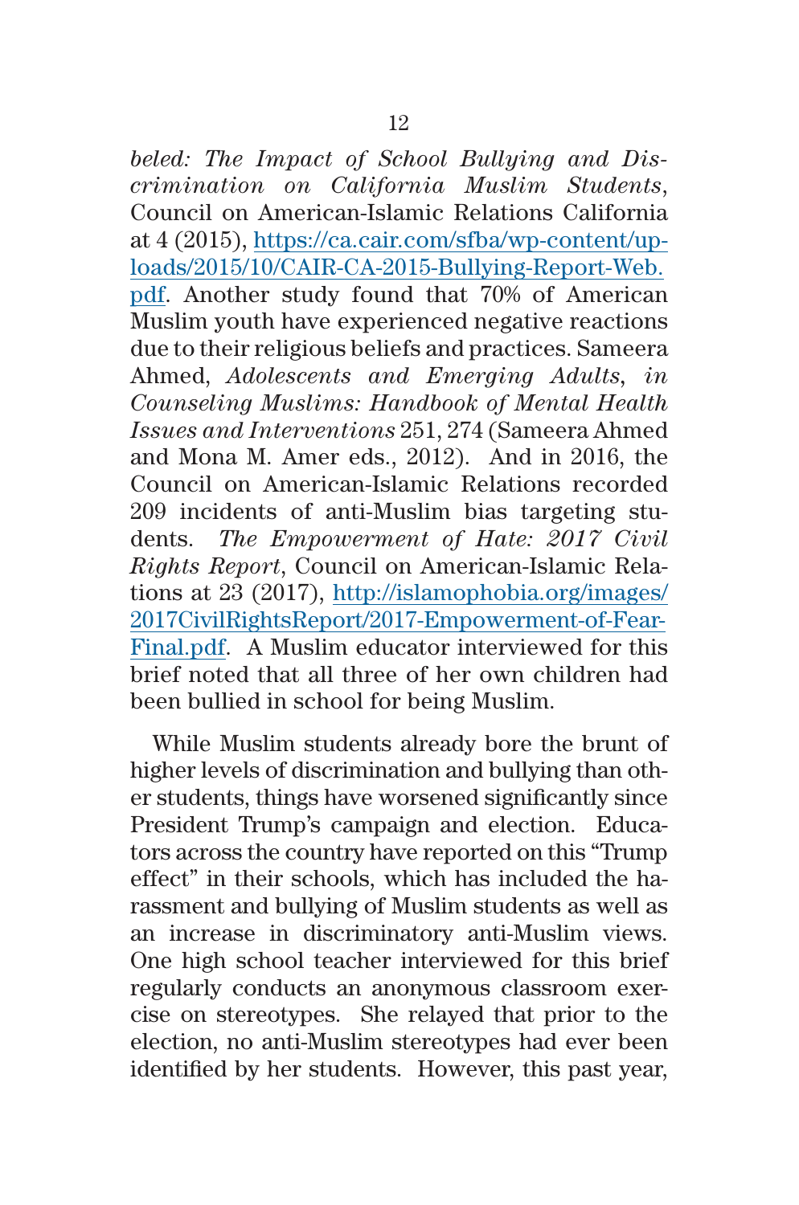*beled: The Impact of School Bullying and Discrimination on California Muslim Students*, Council on American-Islamic Relations California at 4 (2015), https://ca.cair.com/sfba/wp-content/uploads/2015/10/CAIR-CA-2015-Bullying-Report-Web.pdf. Another study found that 70% of American Muslim youth have experienced negative reactions due to their religious beliefs and practices. Sameera Ahmed, *Adolescents and Emerging Adults*, *in Counseling Muslims: Handbook of Mental Health Issues and Interventions* 251, 274 (Sameera Ahmed and Mona M. Amer eds., 2012). And in 2016, the Council on American-Islamic Relations recorded 209 incidents of anti-Muslim bias targeting students. *The Empowerment of Hate: 2017 Civil Rights Report*, Council on American-Islamic Relations at 23 (2017), http://islamophobia.org/images/2017CivilRightsReport/2017-Empowerment-of-Fear-Final.pdf. A Muslim educator interviewed for this brief noted that all three of her own children had been bullied in school for being Muslim.

While Muslim students already bore the brunt of higher levels of discrimination and bullying than other students, things have worsened significantly since President Trump's campaign and election. Educators across the country have reported on this "Trump effect" in their schools, which has included the harassment and bullying of Muslim students as well as an increase in discriminatory anti-Muslim views. One high school teacher interviewed for this brief regularly conducts an anonymous classroom exercise on stereotypes. She relayed that prior to the election, no anti-Muslim stereotypes had ever been identified by her students. However, this past year,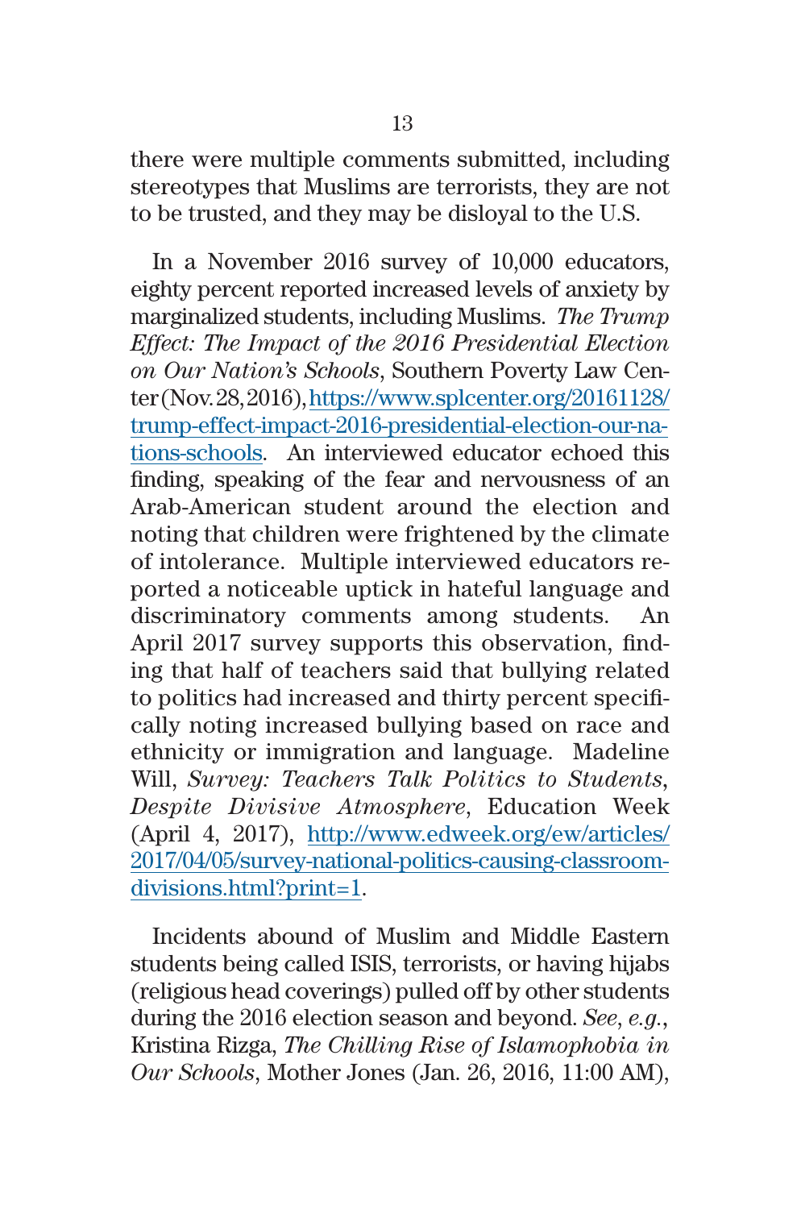there were multiple comments submitted, including stereotypes that Muslims are terrorists, they are not to be trusted, and they may be disloyal to the U.S.

In a November 2016 survey of 10,000 educators, eighty percent reported increased levels of anxiety by marginalized students, including Muslims. *The Trump Effect: The Impact of the 2016 Presidential Election on Our Nation's Schools*, Southern Poverty Law Center (Nov. 28, 2016), https://www.splcenter.org/20161128/trump-effect-impact-2016-presidential-election-our-nations-schools. An interviewed educator echoed this finding, speaking of the fear and nervousness of an Arab-American student around the election and noting that children were frightened by the climate of intolerance. Multiple interviewed educators reported a noticeable uptick in hateful language and discriminatory comments among students. An April 2017 survey supports this observation, finding that half of teachers said that bullying related to politics had increased and thirty percent specifically noting increased bullying based on race and ethnicity or immigration and language. Madeline Will, *Survey: Teachers Talk Politics to Students, Despite Divisive Atmosphere*, Education Week (April 4, 2017), http://www.edweek.org/ew/articles/2017/04/05/survey-national-politics-causing-classroom-divisions.html?print=1.

Incidents abound of Muslim and Middle Eastern students being called ISIS, terrorists, or having hijabs (religious head coverings) pulled off by other students during the 2016 election season and beyond. *See, e.g.*, Kristina Rizga, *The Chilling Rise of Islamophobia in Our Schools*, Mother Jones (Jan. 26, 2016, 11:00 AM),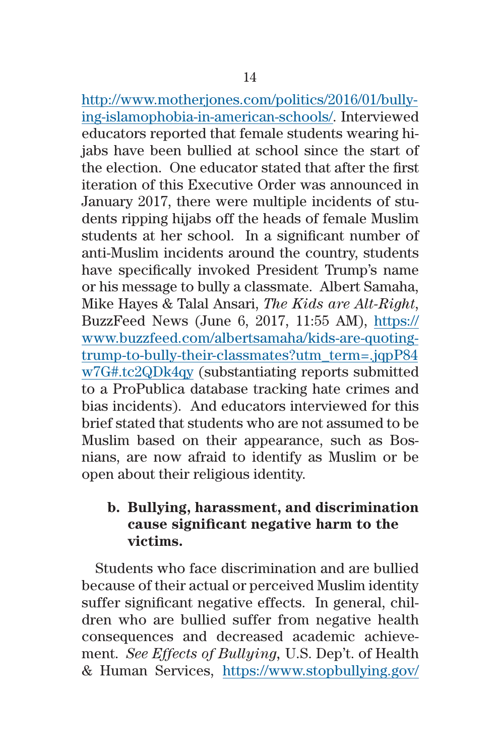http://www.motherjones.com/politics/2016/01/bullying-islamophobia-in-american-schools/. Interviewed educators reported that female students wearing hijabs have been bullied at school since the start of the election. One educator stated that after the first iteration of this Executive Order was announced in January 2017, there were multiple incidents of students ripping hijabs off the heads of female Muslim students at her school. In a significant number of anti-Muslim incidents around the country, students have specifically invoked President Trump's name or his message to bully a classmate. Albert Samaha, Mike Hayes & Talal Ansari, *The Kids are Alt-Right*, BuzzFeed News (June 6, 2017, 11:55 AM), https://www.buzzfeed.com/albertsamaha/kids-are-quoting-trump-to-bully-their-classmates?utm_term=.jqpP84w7G#.tc2QDk4qy (substantiating reports submitted to a ProPublica database tracking hate crimes and bias incidents). And educators interviewed for this brief stated that students who are not assumed to be Muslim based on their appearance, such as Bosnians, are now afraid to identify as Muslim or be open about their religious identity.

### b. Bullying, harassment, and discrimination cause significant negative harm to the victims.

Students who face discrimination and are bullied because of their actual or perceived Muslim identity suffer significant negative effects. In general, children who are bullied suffer from negative health consequences and decreased academic achievement. *See Effects of Bullying*, U.S. Dep't. of Health & Human Services, https://www.stopbullying.gov/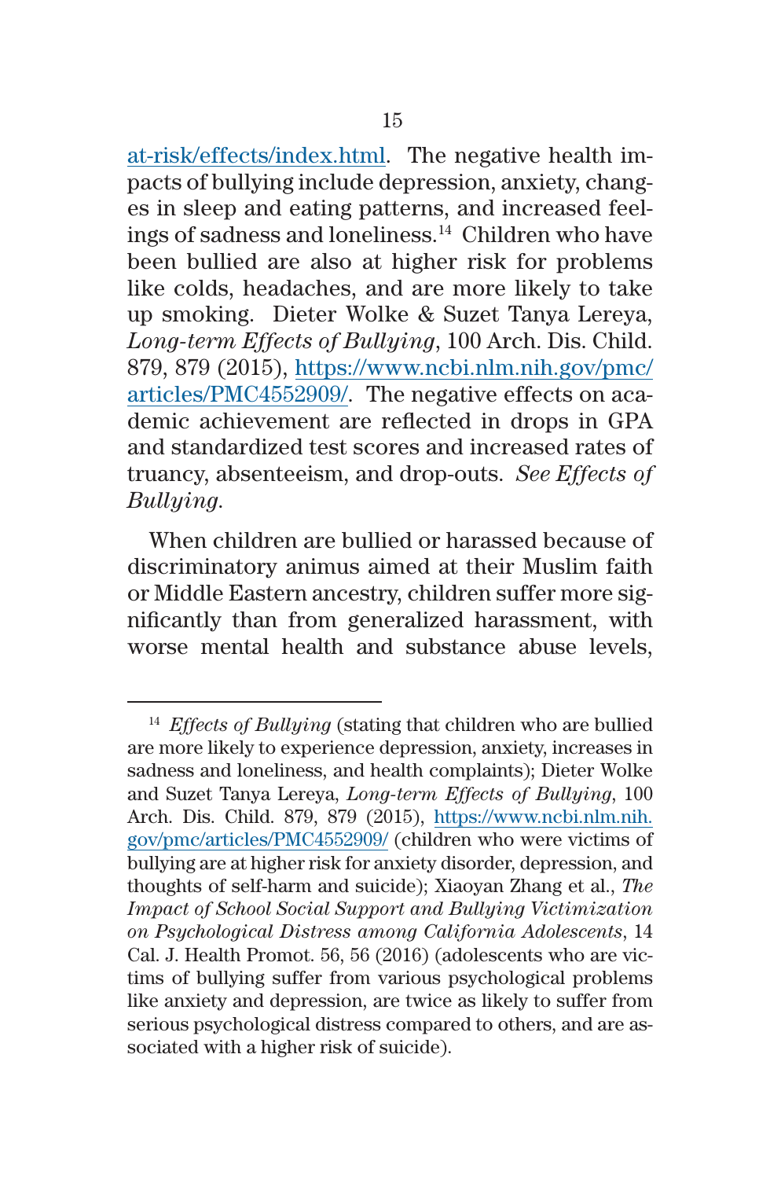at-risk/effects/index.html. The negative health impacts of bullying include depression, anxiety, changes in sleep and eating patterns, and increased feelings of sadness and loneliness.[14] Children who have been bullied are also at higher risk for problems like colds, headaches, and are more likely to take up smoking. Dieter Wolke & Suzet Tanya Lereya, *Long-term Effects of Bullying*, 100 Arch. Dis. Child. 879, 879 (2015), https://www.ncbi.nlm.nih.gov/pmc/articles/PMC4552909/. The negative effects on academic achievement are reflected in drops in GPA and standardized test scores and increased rates of truancy, absenteeism, and drop-outs. *See Effects of Bullying*.

When children are bullied or harassed because of discriminatory animus aimed at their Muslim faith or Middle Eastern ancestry, children suffer more significantly than from generalized harassment, with worse mental health and substance abuse levels,

---

[14] *Effects of Bullying* (stating that children who are bullied are more likely to experience depression, anxiety, increases in sadness and loneliness, and health complaints); Dieter Wolke and Suzet Tanya Lereya, *Long-term Effects of Bullying*, 100 Arch. Dis. Child. 879, 879 (2015), https://www.ncbi.nlm.nih.gov/pmc/articles/PMC4552909/ (children who were victims of bullying are at higher risk for anxiety disorder, depression, and thoughts of self-harm and suicide); Xiaoyan Zhang et al., *The Impact of School Social Support and Bullying Victimization on Psychological Distress among California Adolescents*, 14 Cal. J. Health Promot. 56, 56 (2016) (adolescents who are victims of bullying suffer from various psychological problems like anxiety and depression, are twice as likely to suffer from serious psychological distress compared to others, and are associated with a higher risk of suicide).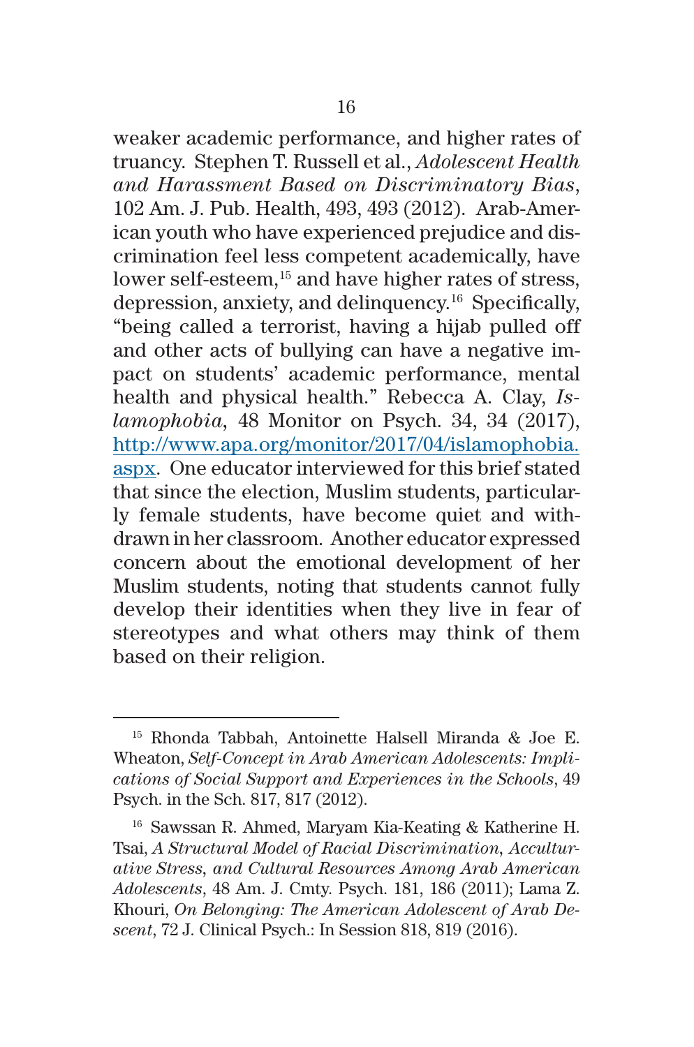weaker academic performance, and higher rates of truancy. Stephen T. Russell et al., *Adolescent Health and Harassment Based on Discriminatory Bias*, 102 Am. J. Pub. Health, 493, 493 (2012). Arab-American youth who have experienced prejudice and discrimination feel less competent academically, have lower self-esteem,[15] and have higher rates of stress, depression, anxiety, and delinquency.[16] Specifically, "being called a terrorist, having a hijab pulled off and other acts of bullying can have a negative impact on students' academic performance, mental health and physical health." Rebecca A. Clay, *Islamophobia*, 48 Monitor on Psych. 34, 34 (2017), http://www.apa.org/monitor/2017/04/islamophobia.aspx. One educator interviewed for this brief stated that since the election, Muslim students, particularly female students, have become quiet and withdrawn in her classroom. Another educator expressed concern about the emotional development of her Muslim students, noting that students cannot fully develop their identities when they live in fear of stereotypes and what others may think of them based on their religion.

---

[15] Rhonda Tabbah, Antoinette Halsell Miranda & Joe E. Wheaton, *Self-Concept in Arab American Adolescents: Implications of Social Support and Experiences in the Schools*, 49 Psych. in the Sch. 817, 817 (2012).

[16] Sawssan R. Ahmed, Maryam Kia-Keating & Katherine H. Tsai, *A Structural Model of Racial Discrimination, Acculturative Stress, and Cultural Resources Among Arab American Adolescents*, 48 Am. J. Cmty. Psych. 181, 186 (2011); Lama Z. Khouri, *On Belonging: The American Adolescent of Arab Descent*, 72 J. Clinical Psych.: In Session 818, 819 (2016).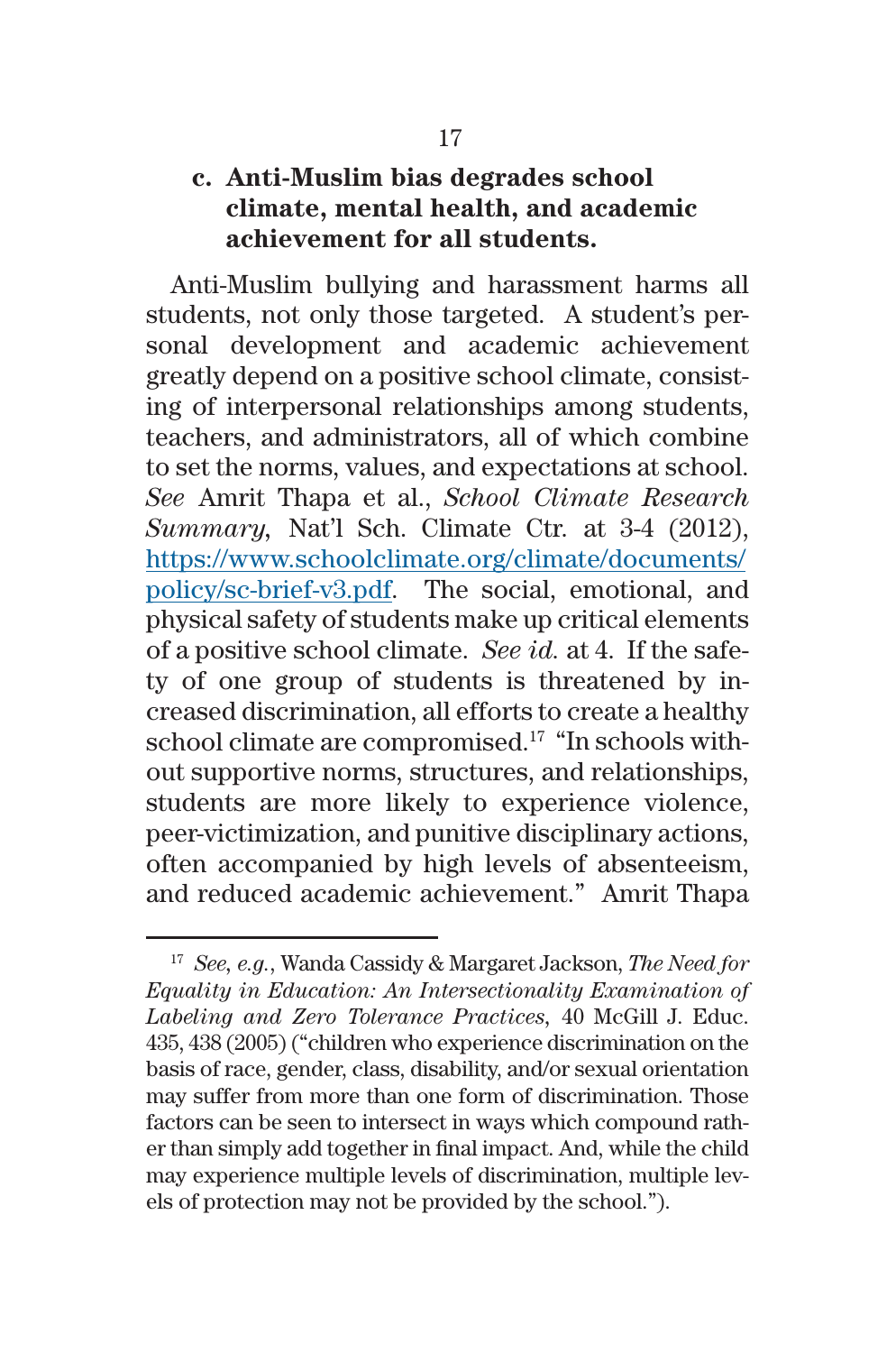### c. Anti-Muslim bias degrades school climate, mental health, and academic achievement for all students.

Anti-Muslim bullying and harassment harms all students, not only those targeted. A student's personal development and academic achievement greatly depend on a positive school climate, consisting of interpersonal relationships among students, teachers, and administrators, all of which combine to set the norms, values, and expectations at school. *See* Amrit Thapa et al., *School Climate Research Summary*, Nat'l Sch. Climate Ctr. at 3-4 (2012), https://www.schoolclimate.org/climate/documents/policy/sc-brief-v3.pdf. The social, emotional, and physical safety of students make up critical elements of a positive school climate. *See id.* at 4. If the safety of one group of students is threatened by increased discrimination, all efforts to create a healthy school climate are compromised.[17] "In schools without supportive norms, structures, and relationships, students are more likely to experience violence, peer-victimization, and punitive disciplinary actions, often accompanied by high levels of absenteeism, and reduced academic achievement." Amrit Thapa

---

[17] *See, e.g.*, Wanda Cassidy & Margaret Jackson, *The Need for Equality in Education: An Intersectionality Examination of Labeling and Zero Tolerance Practices*, 40 McGill J. Educ. 435, 438 (2005) ("children who experience discrimination on the basis of race, gender, class, disability, and/or sexual orientation may suffer from more than one form of discrimination. Those factors can be seen to intersect in ways which compound rather than simply add together in final impact. And, while the child may experience multiple levels of discrimination, multiple levels of protection may not be provided by the school.").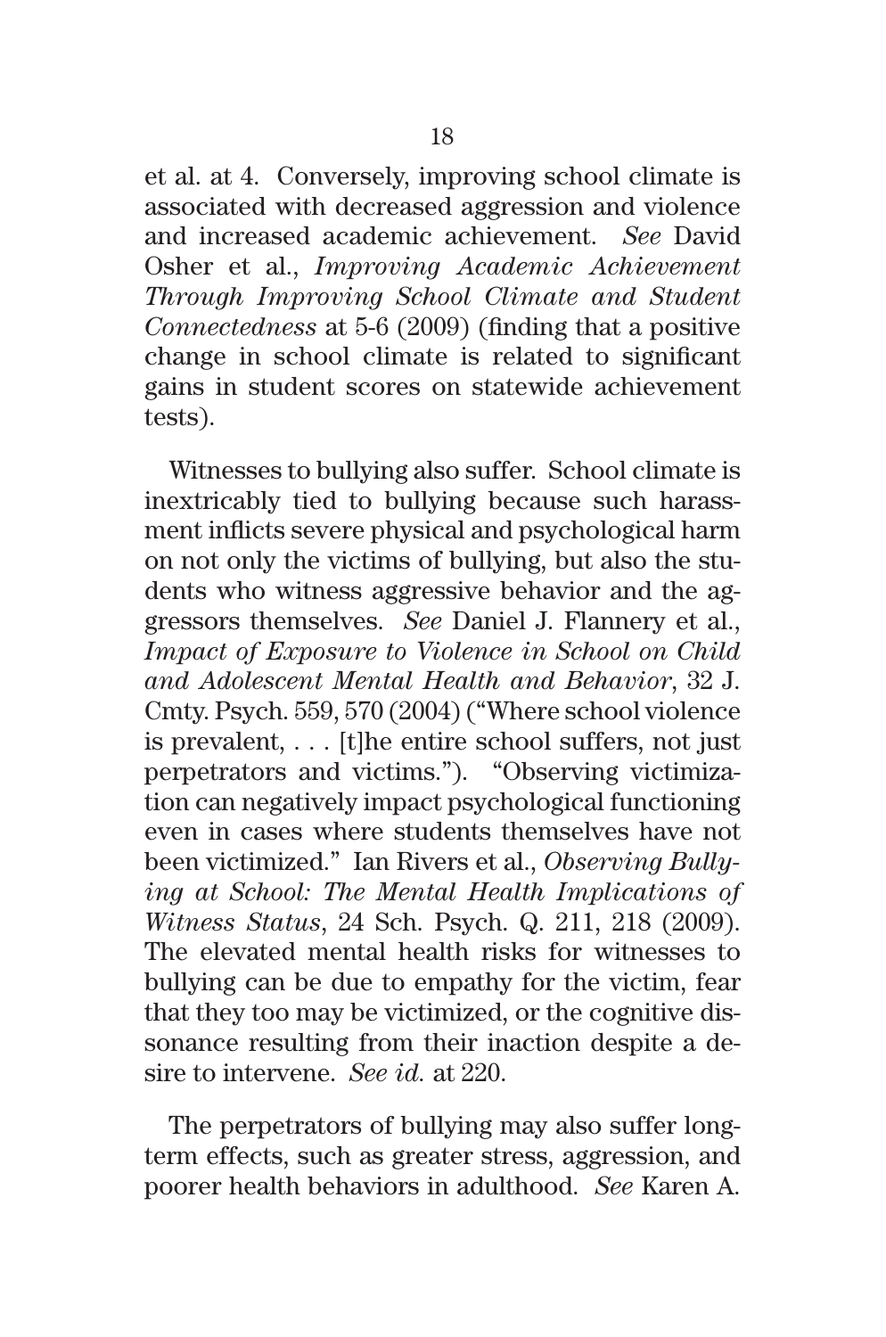et al. at 4. Conversely, improving school climate is associated with decreased aggression and violence and increased academic achievement. *See* David Osher et al., *Improving Academic Achievement Through Improving School Climate and Student Connectedness* at 5-6 (2009) (finding that a positive change in school climate is related to significant gains in student scores on statewide achievement tests).

Witnesses to bullying also suffer. School climate is inextricably tied to bullying because such harassment inflicts severe physical and psychological harm on not only the victims of bullying, but also the students who witness aggressive behavior and the aggressors themselves. *See* Daniel J. Flannery et al., *Impact of Exposure to Violence in School on Child and Adolescent Mental Health and Behavior*, 32 J. Cmty. Psych. 559, 570 (2004) ("Where school violence is prevalent, . . . [t]he entire school suffers, not just perpetrators and victims."). "Observing victimization can negatively impact psychological functioning even in cases where students themselves have not been victimized." Ian Rivers et al., *Observing Bullying at School: The Mental Health Implications of Witness Status*, 24 Sch. Psych. Q. 211, 218 (2009). The elevated mental health risks for witnesses to bullying can be due to empathy for the victim, fear that they too may be victimized, or the cognitive dissonance resulting from their inaction despite a desire to intervene. *See id.* at 220.

The perpetrators of bullying may also suffer long-term effects, such as greater stress, aggression, and poorer health behaviors in adulthood. *See* Karen A.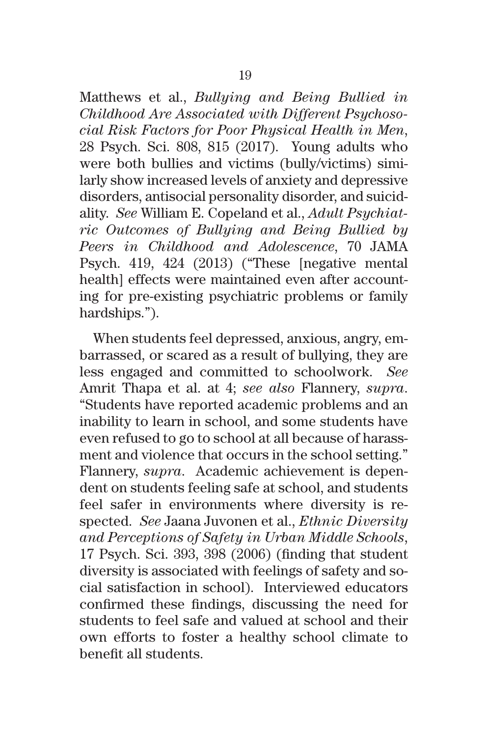Matthews et al., *Bullying and Being Bullied in Childhood Are Associated with Different Psychosocial Risk Factors for Poor Physical Health in Men*, 28 Psych. Sci. 808, 815 (2017). Young adults who were both bullies and victims (bully/victims) similarly show increased levels of anxiety and depressive disorders, antisocial personality disorder, and suicidality. *See* William E. Copeland et al., *Adult Psychiatric Outcomes of Bullying and Being Bullied by Peers in Childhood and Adolescence*, 70 JAMA Psych. 419, 424 (2013) ("These [negative mental health] effects were maintained even after accounting for pre-existing psychiatric problems or family hardships.").

When students feel depressed, anxious, angry, embarrassed, or scared as a result of bullying, they are less engaged and committed to schoolwork. *See* Amrit Thapa et al. at 4; *see also* Flannery, *supra*. "Students have reported academic problems and an inability to learn in school, and some students have even refused to go to school at all because of harassment and violence that occurs in the school setting." Flannery, *supra*. Academic achievement is dependent on students feeling safe at school, and students feel safer in environments where diversity is respected. *See* Jaana Juvonen et al., *Ethnic Diversity and Perceptions of Safety in Urban Middle Schools*, 17 Psych. Sci. 393, 398 (2006) (finding that student diversity is associated with feelings of safety and social satisfaction in school). Interviewed educators confirmed these findings, discussing the need for students to feel safe and valued at school and their own efforts to foster a healthy school climate to benefit all students.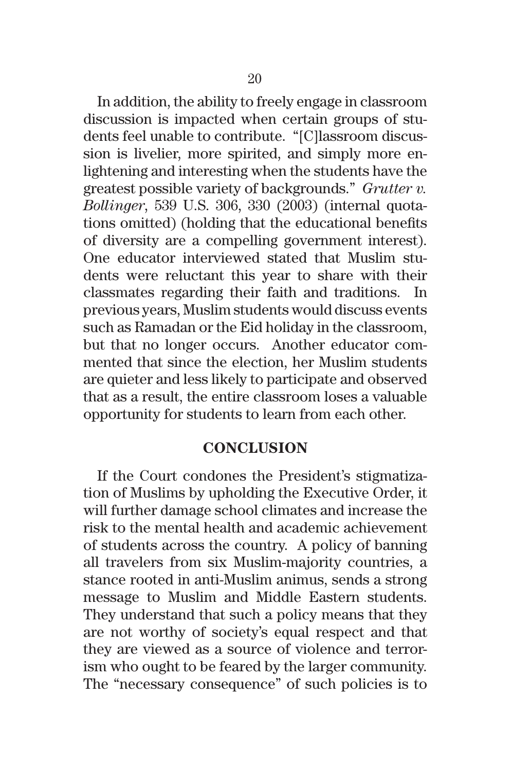In addition, the ability to freely engage in classroom discussion is impacted when certain groups of students feel unable to contribute. "[C]lassroom discussion is livelier, more spirited, and simply more enlightening and interesting when the students have the greatest possible variety of backgrounds." *Grutter v. Bollinger*, 539 U.S. 306, 330 (2003) (internal quotations omitted) (holding that the educational benefits of diversity are a compelling government interest). One educator interviewed stated that Muslim students were reluctant this year to share with their classmates regarding their faith and traditions. In previous years, Muslim students would discuss events such as Ramadan or the Eid holiday in the classroom, but that no longer occurs. Another educator commented that since the election, her Muslim students are quieter and less likely to participate and observed that as a result, the entire classroom loses a valuable opportunity for students to learn from each other.

## CONCLUSION

If the Court condones the President's stigmatization of Muslims by upholding the Executive Order, it will further damage school climates and increase the risk to the mental health and academic achievement of students across the country. A policy of banning all travelers from six Muslim-majority countries, a stance rooted in anti-Muslim animus, sends a strong message to Muslim and Middle Eastern students. They understand that such a policy means that they are not worthy of society's equal respect and that they are viewed as a source of violence and terrorism who ought to be feared by the larger community. The "necessary consequence" of such policies is to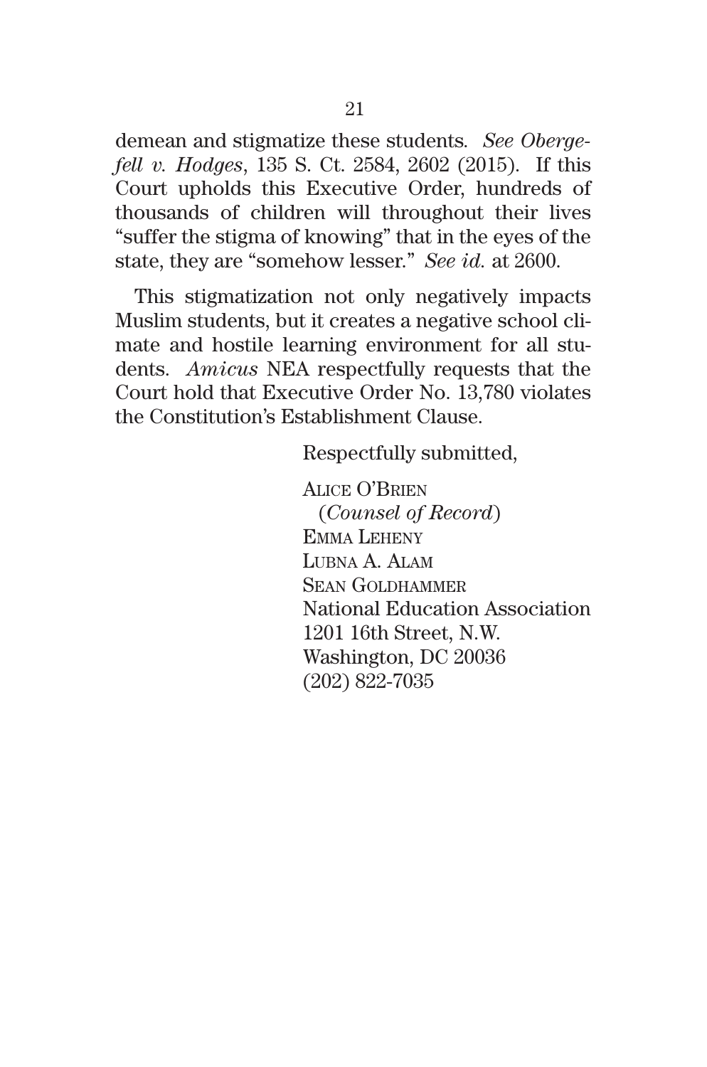demean and stigmatize these students. *See Obergefell v. Hodges*, 135 S. Ct. 2584, 2602 (2015). If this Court upholds this Executive Order, hundreds of thousands of children will throughout their lives "suffer the stigma of knowing" that in the eyes of the state, they are "somehow lesser." *See id.* at 2600.

This stigmatization not only negatively impacts Muslim students, but it creates a negative school climate and hostile learning environment for all students. *Amicus* NEA respectfully requests that the Court hold that Executive Order No. 13,780 violates the Constitution's Establishment Clause.

Respectfully submitted,

ALICE O'BRIEN
(*Counsel of Record*)
EMMA LEHENY
LUBNA A. ALAM
SEAN GOLDHAMMER
National Education Association
1201 16th Street, N.W.
Washington, DC 20036
(202) 822-7035